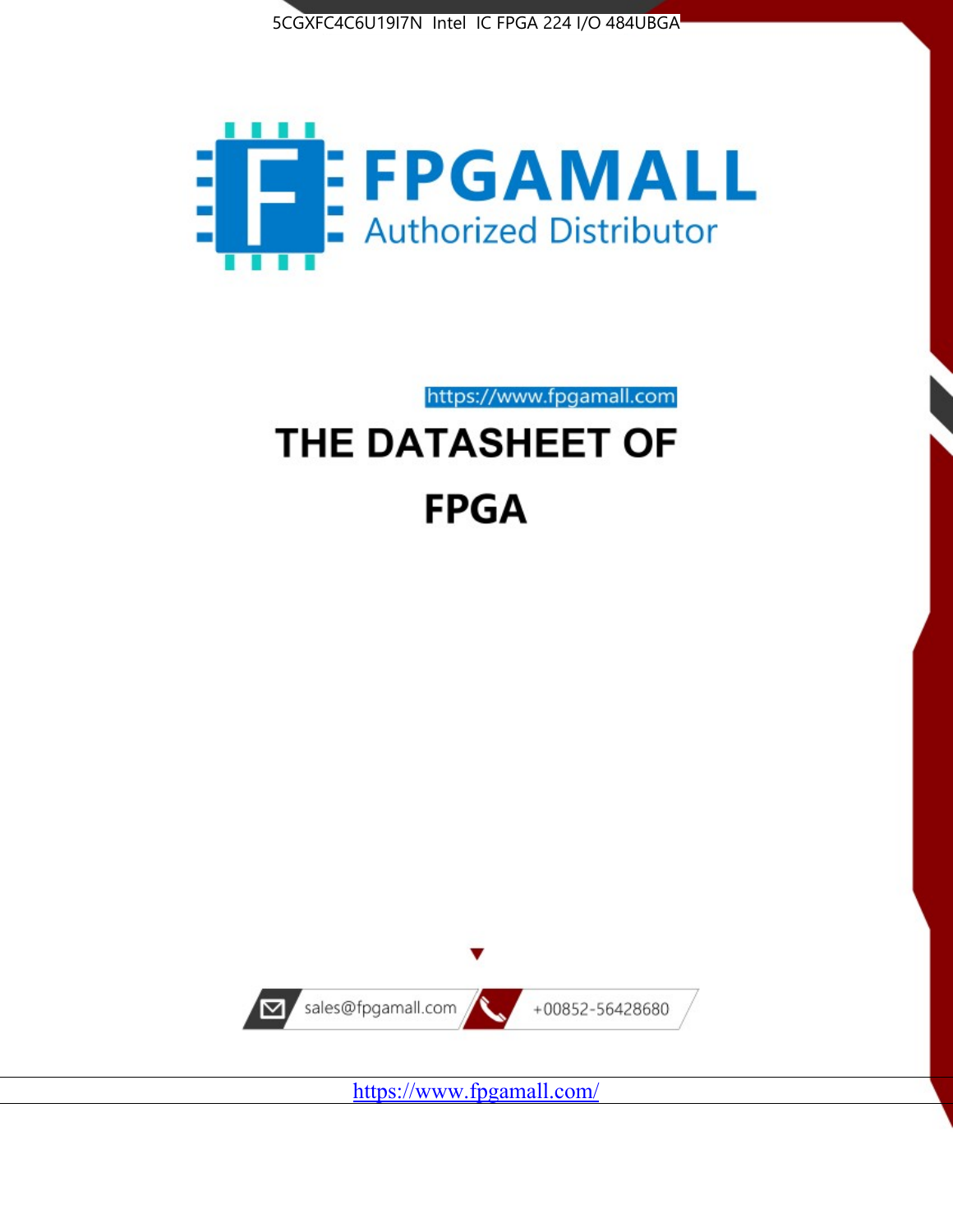5CGXFC4C6U19I7N Intel IC FPGA 224 I/O 484UBGA

FPGAMALL

Authorized Distributor

https://www.fpgamall.com

# THE DATASHEET OF

# FPGA

sales@fpgamall.com

+00852-56428680

https://www.fpgamall.com/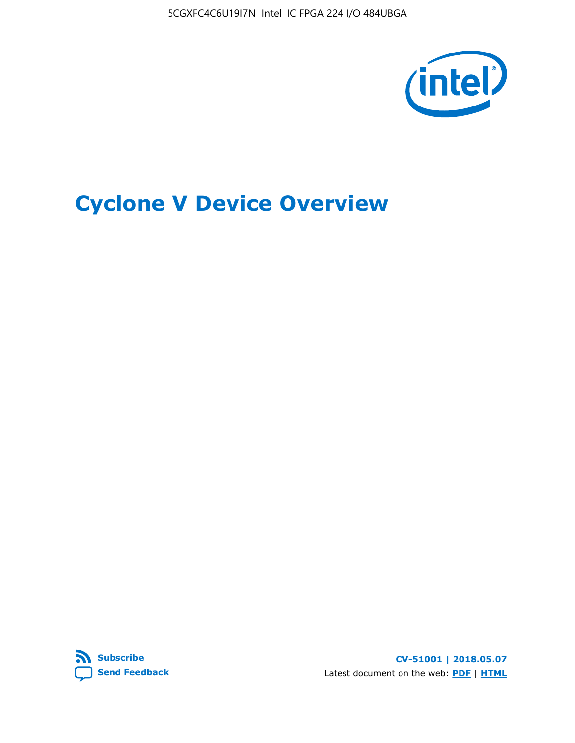# Cyclone V Device Overview

Subscribe

Send Feedback

CV-51001 | 2018.05.07

Latest document on the web: **PDF** | **HTML**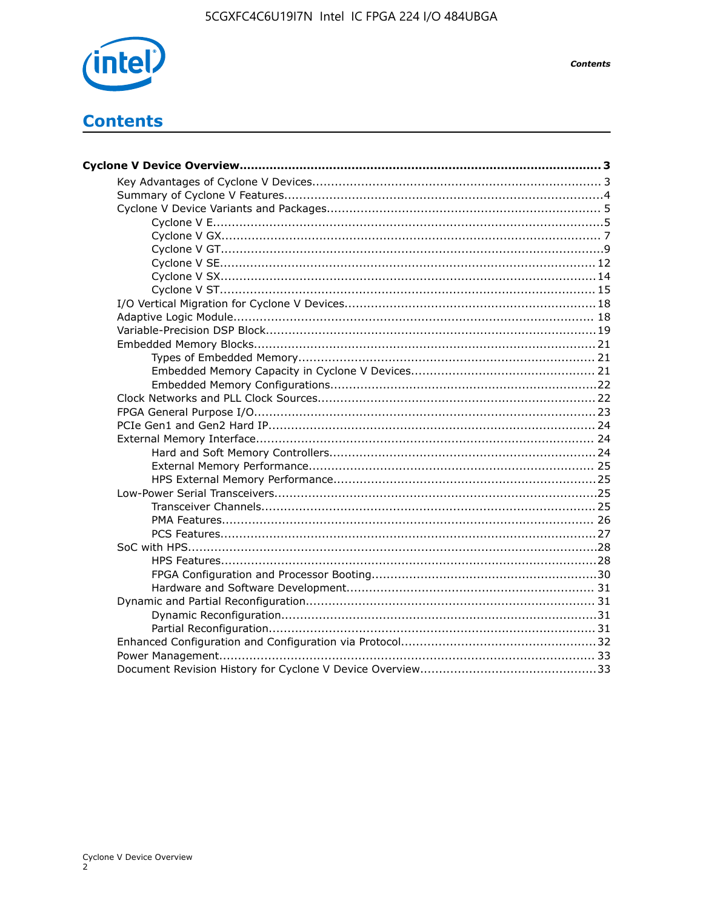# Contents

**Cyclone V Device Overview....................................................................................... 3**

- Key Advantages of Cyclone V Devices........................................................................ 3
- Summary of Cyclone V Features.................................................................................4
- Cyclone V Device Variants and Packages..................................................................... 5
    - Cyclone V E.................................................................................................... 5
    - Cyclone V GX.................................................................................................. 7
    - Cyclone V GT.................................................................................................. 9
    - Cyclone V SE................................................................................................. 12
    - Cyclone V SX................................................................................................. 14
    - Cyclone V ST................................................................................................. 15
- I/O Vertical Migration for Cyclone V Devices.............................................................. 18
- Adaptive Logic Module............................................................................................ 18
- Variable-Precision DSP Block................................................................................... 19
- Embedded Memory Blocks....................................................................................... 21
    - Types of Embedded Memory............................................................................. 21
    - Embedded Memory Capacity in Cyclone V Devices................................................ 21
    - Embedded Memory Configurations..................................................................... 22
- Clock Networks and PLL Clock Sources..................................................................... 22
- FPGA General Purpose I/O...................................................................................... 23
- PCIe Gen1 and Gen2 Hard IP................................................................................... 24
- External Memory Interface...................................................................................... 24
    - Hard and Soft Memory Controllers..................................................................... 24
    - External Memory Performance.......................................................................... 25
    - HPS External Memory Performance.................................................................... 25
- Low-Power Serial Transceivers................................................................................. 25
    - Transceiver Channels....................................................................................... 25
    - PMA Features................................................................................................. 26
    - PCS Features.................................................................................................. 27
- SoC with HPS........................................................................................................ 28
    - HPS Features.................................................................................................. 28
    - FPGA Configuration and Processor Booting.......................................................... 30
    - Hardware and Software Development................................................................. 31
- Dynamic and Partial Reconfiguration......................................................................... 31
    - Dynamic Reconfiguration.................................................................................. 31
    - Partial Reconfiguration..................................................................................... 31
- Enhanced Configuration and Configuration via Protocol............................................... 32
- Power Management............................................................................................... 33
- Document Revision History for Cyclone V Device Overview........................................... 33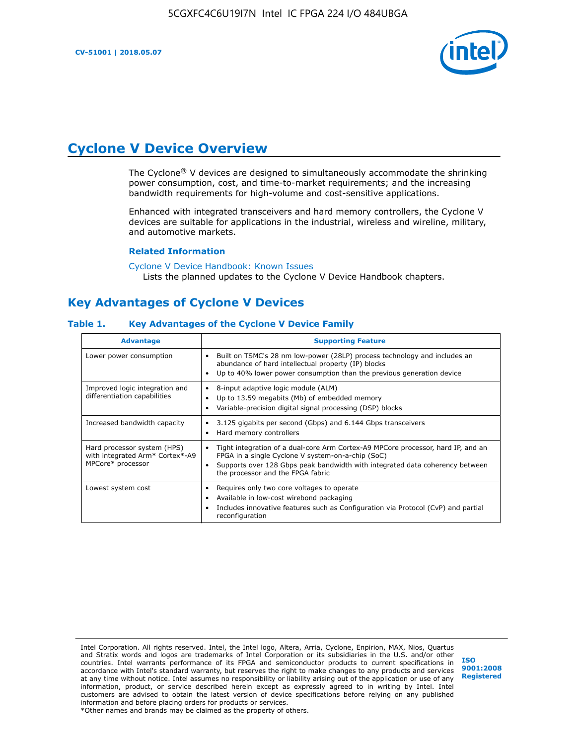# Cyclone V Device Overview

The Cyclone® V devices are designed to simultaneously accommodate the shrinking power consumption, cost, and time-to-market requirements; and the increasing bandwidth requirements for high-volume and cost-sensitive applications.

Enhanced with integrated transceivers and hard memory controllers, the Cyclone V devices are suitable for applications in the industrial, wireless and wireline, military, and automotive markets.

### Related Information

Cyclone V Device Handbook: Known Issues
Lists the planned updates to the Cyclone V Device Handbook chapters.

## Key Advantages of Cyclone V Devices

**Table 1. Key Advantages of the Cyclone V Device Family**

| Advantage | Supporting Feature |
|---|---|
| Lower power consumption | • Built on TSMC's 28 nm low-power (28LP) process technology and includes an abundance of hard intellectual property (IP) blocks<br>• Up to 40% lower power consumption than the previous generation device |
| Improved logic integration and differentiation capabilities | • 8-input adaptive logic module (ALM)<br>• Up to 13.59 megabits (Mb) of embedded memory<br>• Variable-precision digital signal processing (DSP) blocks |
| Increased bandwidth capacity | • 3.125 gigabits per second (Gbps) and 6.144 Gbps transceivers<br>• Hard memory controllers |
| Hard processor system (HPS) with integrated Arm* Cortex*-A9 MPCore* processor | • Tight integration of a dual-core Arm Cortex-A9 MPCore processor, hard IP, and an FPGA in a single Cyclone V system-on-a-chip (SoC)<br>• Supports over 128 Gbps peak bandwidth with integrated data coherency between the processor and the FPGA fabric |
| Lowest system cost | • Requires only two core voltages to operate<br>• Available in low-cost wirebond packaging<br>• Includes innovative features such as Configuration via Protocol (CvP) and partial reconfiguration |

Intel Corporation. All rights reserved. Intel, the Intel logo, Altera, Arria, Cyclone, Enpirion, MAX, Nios, Quartus and Stratix words and logos are trademarks of Intel Corporation or its subsidiaries in the U.S. and/or other countries. Intel warrants performance of its FPGA and semiconductor products to current specifications in accordance with Intel's standard warranty, but reserves the right to make changes to any products and services at any time without notice. Intel assumes no responsibility or liability arising out of the application or use of any information, product, or service described herein except as expressly agreed to in writing by Intel. Intel customers are advised to obtain the latest version of device specifications before relying on any published information and before placing orders for products or services.
*Other names and brands may be claimed as the property of others.

ISO 9001:2008 Registered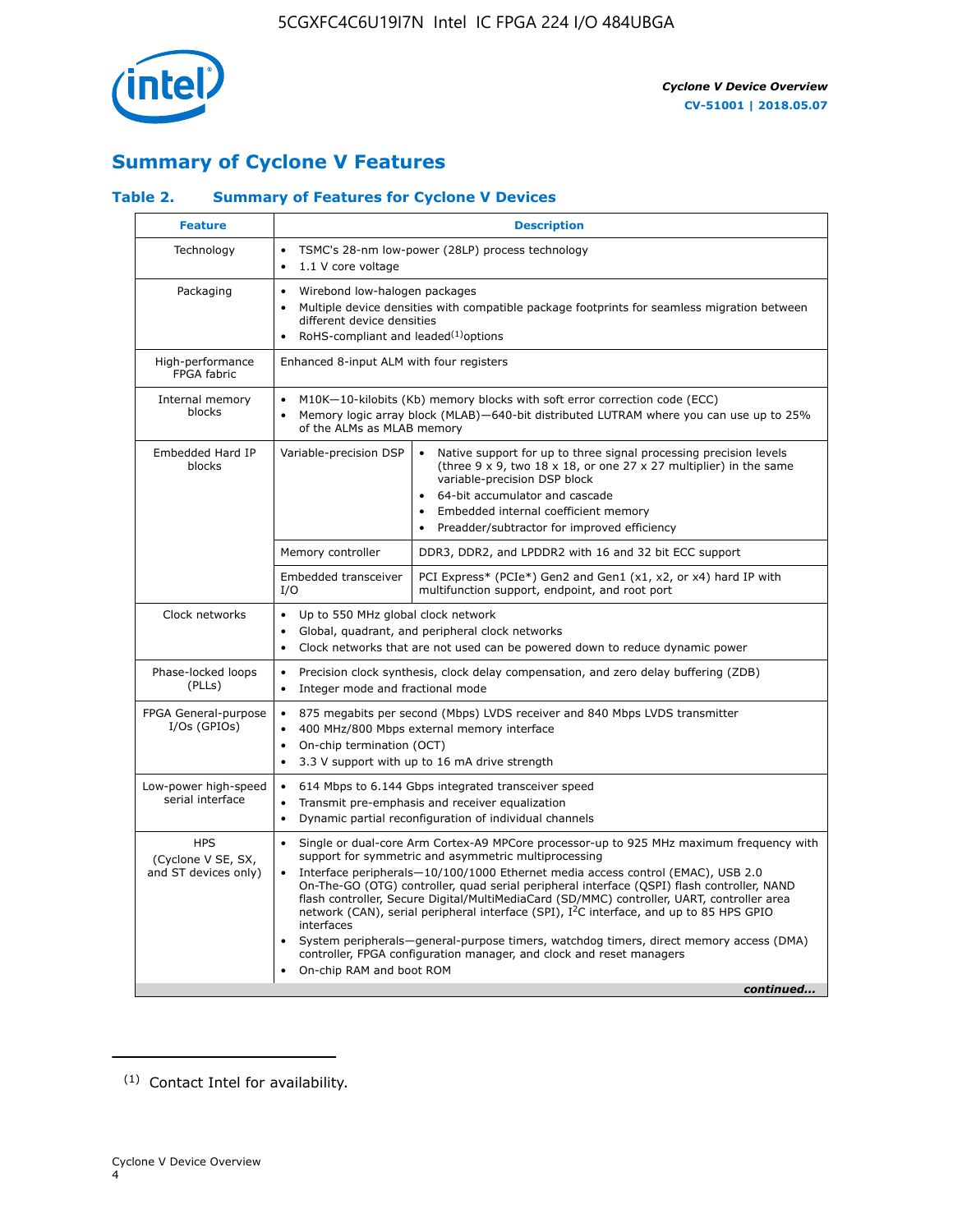## Summary of Cyclone V Features

### Table 2. Summary of Features for Cyclone V Devices

| Feature | Description | |
|---|---|---|
| Technology | • TSMC's 28-nm low-power (28LP) process technology<br>• 1.1 V core voltage | |
| Packaging | • Wirebond low-halogen packages<br>• Multiple device densities with compatible package footprints for seamless migration between different device densities<br>• RoHS-compliant and leaded[(1)] options | |
| High-performance FPGA fabric | Enhanced 8-input ALM with four registers | |
| Internal memory blocks | • M10K—10-kilobits (Kb) memory blocks with soft error correction code (ECC)<br>• Memory logic array block (MLAB)—640-bit distributed LUTRAM where you can use up to 25% of the ALMs as MLAB memory | |
| Embedded Hard IP blocks | Variable-precision DSP | • Native support for up to three signal processing precision levels (three 9 x 9, two 18 x 18, or one 27 x 27 multiplier) in the same variable-precision DSP block<br>• 64-bit accumulator and cascade<br>• Embedded internal coefficient memory<br>• Preadder/subtractor for improved efficiency |
| | Memory controller | DDR3, DDR2, and LPDDR2 with 16 and 32 bit ECC support |
| | Embedded transceiver I/O | PCI Express* (PCIe*) Gen2 and Gen1 (x1, x2, or x4) hard IP with multifunction support, endpoint, and root port |
| Clock networks | • Up to 550 MHz global clock network<br>• Global, quadrant, and peripheral clock networks<br>• Clock networks that are not used can be powered down to reduce dynamic power | |
| Phase-locked loops (PLLs) | • Precision clock synthesis, clock delay compensation, and zero delay buffering (ZDB)<br>• Integer mode and fractional mode | |
| FPGA General-purpose I/Os (GPIOs) | • 875 megabits per second (Mbps) LVDS receiver and 840 Mbps LVDS transmitter<br>• 400 MHz/800 Mbps external memory interface<br>• On-chip termination (OCT)<br>• 3.3 V support with up to 16 mA drive strength | |
| Low-power high-speed serial interface | • 614 Mbps to 6.144 Gbps integrated transceiver speed<br>• Transmit pre-emphasis and receiver equalization<br>• Dynamic partial reconfiguration of individual channels | |
| HPS (Cyclone V SE, SX, and ST devices only) | • Single or dual-core Arm Cortex-A9 MPCore processor-up to 925 MHz maximum frequency with support for symmetric and asymmetric multiprocessing<br>• Interface peripherals—10/100/1000 Ethernet media access control (EMAC), USB 2.0 On-The-GO (OTG) controller, quad serial peripheral interface (QSPI) flash controller, NAND flash controller, Secure Digital/MultiMediaCard (SD/MMC) controller, UART, controller area network (CAN), serial peripheral interface (SPI), I²C interface, and up to 85 HPS GPIO interfaces<br>• System peripherals—general-purpose timers, watchdog timers, direct memory access (DMA) controller, FPGA configuration manager, and clock and reset managers<br>• On-chip RAM and boot ROM | |

*continued...*

(1) Contact Intel for availability.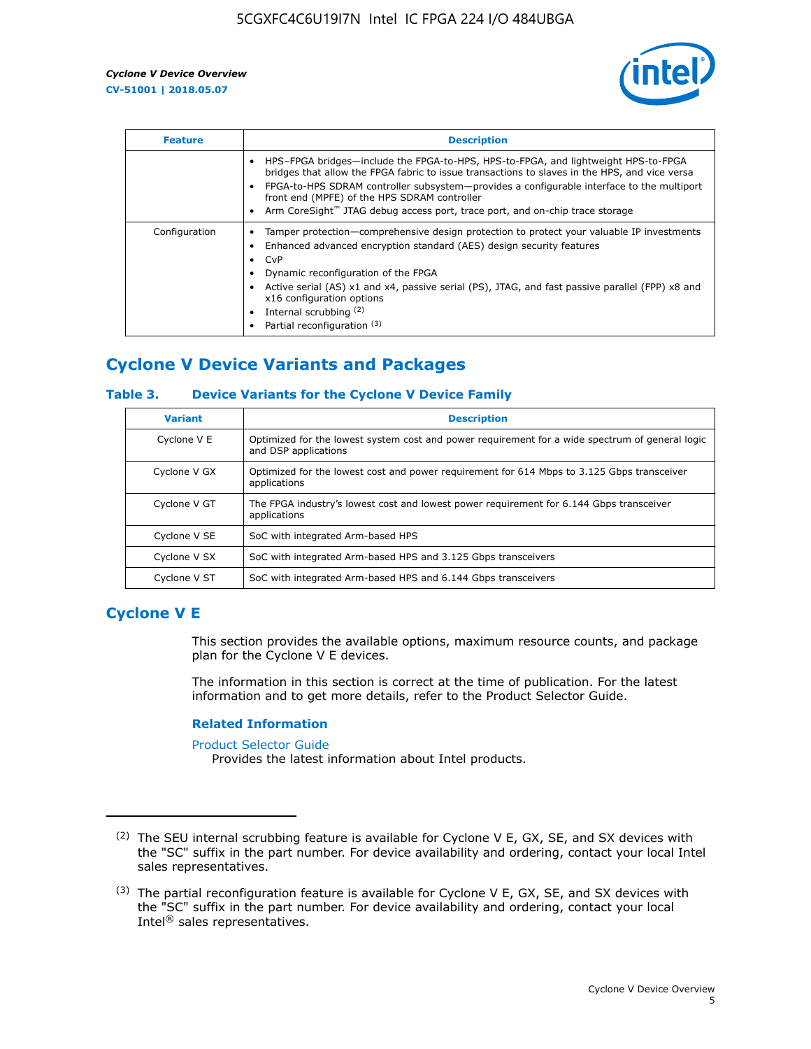| Feature | Description |
| --- | --- |
| | • HPS–FPGA bridges—include the FPGA-to-HPS, HPS-to-FPGA, and lightweight HPS-to-FPGA bridges that allow the FPGA fabric to issue transactions to slaves in the HPS, and vice versa<br>• FPGA-to-HPS SDRAM controller subsystem—provides a configurable interface to the multiport front end (MPFE) of the HPS SDRAM controller<br>• Arm CoreSight™ JTAG debug access port, trace port, and on-chip trace storage |
| Configuration | • Tamper protection—comprehensive design protection to protect your valuable IP investments<br>• Enhanced advanced encryption standard (AES) design security features<br>• CvP<br>• Dynamic reconfiguration of the FPGA<br>• Active serial (AS) x1 and x4, passive serial (PS), JTAG, and fast passive parallel (FPP) x8 and x16 configuration options<br>• Internal scrubbing [(2)]<br>• Partial reconfiguration [(3)] |

## Cyclone V Device Variants and Packages

### Table 3. Device Variants for the Cyclone V Device Family

| Variant | Description |
| --- | --- |
| Cyclone V E | Optimized for the lowest system cost and power requirement for a wide spectrum of general logic and DSP applications |
| Cyclone V GX | Optimized for the lowest cost and power requirement for 614 Mbps to 3.125 Gbps transceiver applications |
| Cyclone V GT | The FPGA industry's lowest cost and lowest power requirement for 6.144 Gbps transceiver applications |
| Cyclone V SE | SoC with integrated Arm-based HPS |
| Cyclone V SX | SoC with integrated Arm-based HPS and 3.125 Gbps transceivers |
| Cyclone V ST | SoC with integrated Arm-based HPS and 6.144 Gbps transceivers |

## Cyclone V E

This section provides the available options, maximum resource counts, and package plan for the Cyclone V E devices.

The information in this section is correct at the time of publication. For the latest information and to get more details, refer to the Product Selector Guide.

### Related Information

Product Selector Guide
Provides the latest information about Intel products.

---

(2) The SEU internal scrubbing feature is available for Cyclone V E, GX, SE, and SX devices with the "SC" suffix in the part number. For device availability and ordering, contact your local Intel sales representatives.

(3) The partial reconfiguration feature is available for Cyclone V E, GX, SE, and SX devices with the "SC" suffix in the part number. For device availability and ordering, contact your local Intel® sales representatives.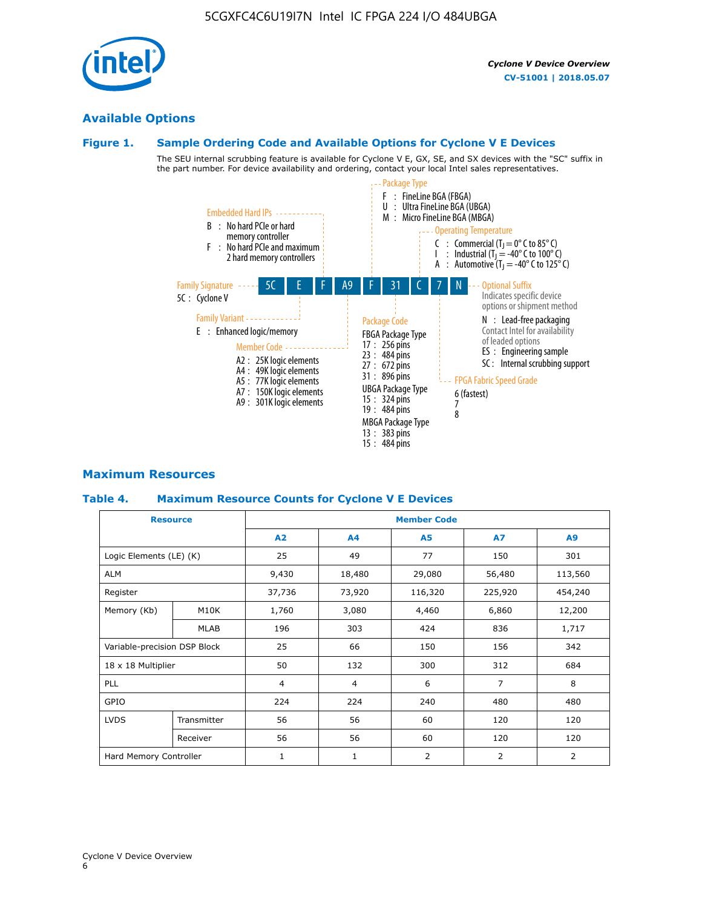## Available Options

### Figure 1. Sample Ordering Code and Available Options for Cyclone V E Devices

The SEU internal scrubbing feature is available for Cyclone V E, GX, SE, and SX devices with the "SC" suffix in the part number. For device availability and ordering, contact your local Intel sales representatives.

**5C E F A9 F 31 C 7 N**

**Family Signature**
- 5C : Cyclone V

**Family Variant**
- E : Enhanced logic/memory

**Embedded Hard IPs**
- B : No hard PCIe or hard memory controller
- F : No hard PCIe and maximum 2 hard memory controllers

**Member Code**
- A2 : 25K logic elements
- A4 : 49K logic elements
- A5 : 77K logic elements
- A7 : 150K logic elements
- A9 : 301K logic elements

**Package Type**
- F : FineLine BGA (FBGA)
- U : Ultra FineLine BGA (UBGA)
- M : Micro FineLine BGA (MBGA)

**Package Code**

FBGA Package Type
- 17 : 256 pins
- 23 : 484 pins
- 27 : 672 pins
- 31 : 896 pins

UBGA Package Type
- 15 : 324 pins
- 19 : 484 pins

MBGA Package Type
- 13 : 383 pins
- 15 : 484 pins

**Operating Temperature**
- C : Commercial ($T_J$ = 0° C to 85° C)
- I : Industrial ($T_J$ = -40° C to 100° C)
- A : Automotive ($T_J$ = -40° C to 125° C)

**FPGA Fabric Speed Grade**
- 6 (fastest)
- 7
- 8

**Optional Suffix**

Indicates specific device options or shipment method
- N : Lead-free packaging

Contact Intel for availability of leaded options
- ES : Engineering sample
- SC : Internal scrubbing support

## Maximum Resources

### Table 4. Maximum Resource Counts for Cyclone V E Devices

| Resource | | Member Code | | | | |
|---|---|---|---|---|---|---|
| | | A2 | A4 | A5 | A7 | A9 |
| Logic Elements (LE) (K) | | 25 | 49 | 77 | 150 | 301 |
| ALM | | 9,430 | 18,480 | 29,080 | 56,480 | 113,560 |
| Register | | 37,736 | 73,920 | 116,320 | 225,920 | 454,240 |
| Memory (Kb) | M10K | 1,760 | 3,080 | 4,460 | 6,860 | 12,200 |
| | MLAB | 196 | 303 | 424 | 836 | 1,717 |
| Variable-precision DSP Block | | 25 | 66 | 150 | 156 | 342 |
| 18 x 18 Multiplier | | 50 | 132 | 300 | 312 | 684 |
| PLL | | 4 | 4 | 6 | 7 | 8 |
| GPIO | | 224 | 224 | 240 | 480 | 480 |
| LVDS | Transmitter | 56 | 56 | 60 | 120 | 120 |
| | Receiver | 56 | 56 | 60 | 120 | 120 |
| Hard Memory Controller | | 1 | 1 | 2 | 2 | 2 |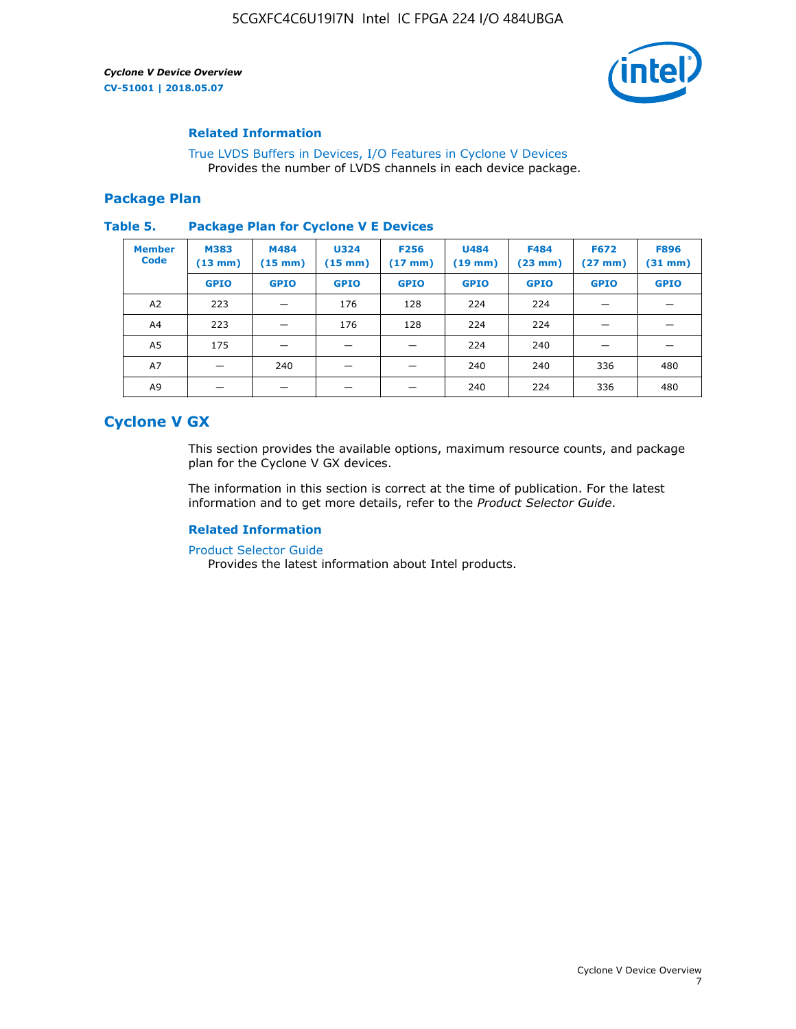### Related Information

True LVDS Buffers in Devices, I/O Features in Cyclone V Devices
Provides the number of LVDS channels in each device package.

## Package Plan

**Table 5. Package Plan for Cyclone V E Devices**

| Member Code | M383 (13 mm) | M484 (15 mm) | U324 (15 mm) | F256 (17 mm) | U484 (19 mm) | F484 (23 mm) | F672 (27 mm) | F896 (31 mm) |
|---|---|---|---|---|---|---|---|---|
| | GPIO | GPIO | GPIO | GPIO | GPIO | GPIO | GPIO | GPIO |
| A2 | 223 | — | 176 | 128 | 224 | 224 | — | — |
| A4 | 223 | — | 176 | 128 | 224 | 224 | — | — |
| A5 | 175 | — | — | — | 224 | 240 | — | — |
| A7 | — | 240 | — | — | 240 | 240 | 336 | 480 |
| A9 | — | — | — | — | 240 | 224 | 336 | 480 |

## Cyclone V GX

This section provides the available options, maximum resource counts, and package plan for the Cyclone V GX devices.

The information in this section is correct at the time of publication. For the latest information and to get more details, refer to the *Product Selector Guide*.

### Related Information

Product Selector Guide
Provides the latest information about Intel products.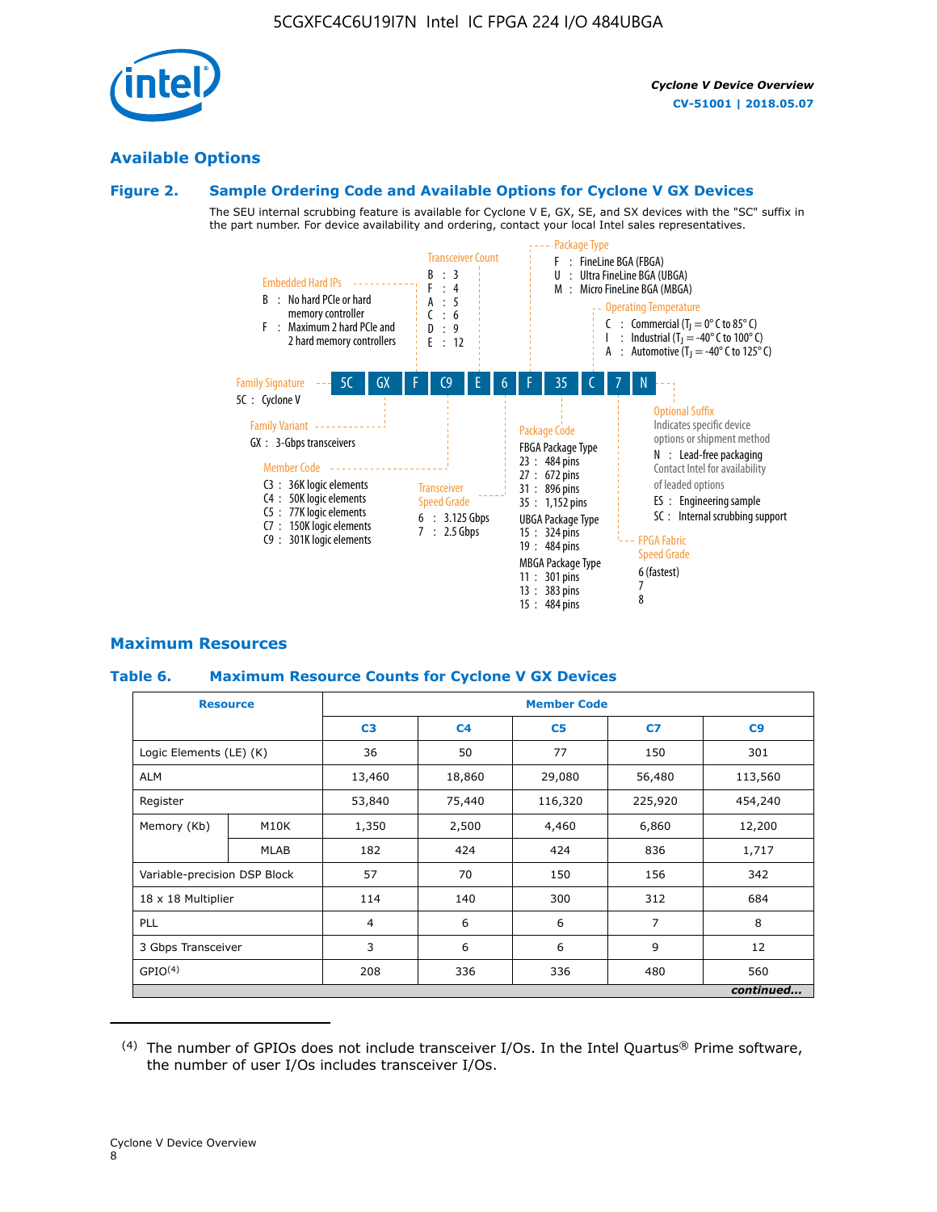## Available Options

### Figure 2. Sample Ordering Code and Available Options for Cyclone V GX Devices

The SEU internal scrubbing feature is available for Cyclone V E, GX, SE, and SX devices with the "SC" suffix in the part number. For device availability and ordering, contact your local Intel sales representatives.

Sample ordering code: 5C GX F C9 E 6 F 35 C 7 N

**Family Signature**
- 5C : Cyclone V

**Family Variant**
- GX : 3-Gbps transceivers

**Embedded Hard IPs**
- B : No hard PCIe or hard memory controller
- F : Maximum 2 hard PCIe and 2 hard memory controllers

**Member Code**
- C3 : 36K logic elements
- C4 : 50K logic elements
- C5 : 77K logic elements
- C7 : 150K logic elements
- C9 : 301K logic elements

**Transceiver Count**
- B : 3
- F : 4
- A : 5
- C : 6
- D : 9
- E : 12

**Transceiver Speed Grade**
- 6 : 3.125 Gbps
- 7 : 2.5 Gbps

**Package Type**
- F : FineLine BGA (FBGA)
- U : Ultra FineLine BGA (UBGA)
- M : Micro FineLine BGA (MBGA)

**Package Code**

FBGA Package Type
- 23 : 484 pins
- 27 : 672 pins
- 31 : 896 pins
- 35 : 1,152 pins

UBGA Package Type
- 15 : 324 pins
- 19 : 484 pins

MBGA Package Type
- 11 : 301 pins
- 13 : 383 pins
- 15 : 484 pins

**Operating Temperature**
- C : Commercial ($T_J$ = 0° C to 85° C)
- I : Industrial ($T_J$ = -40° C to 100° C)
- A : Automotive ($T_J$ = -40° C to 125° C)

**FPGA Fabric Speed Grade**
- 6 (fastest)
- 7
- 8

**Optional Suffix**

Indicates specific device options or shipment method
- N : Lead-free packaging. Contact Intel for availability of leaded options
- ES : Engineering sample
- SC : Internal scrubbing support

## Maximum Resources

### Table 6. Maximum Resource Counts for Cyclone V GX Devices

| Resource | | Member Code | | | | |
|---|---|---|---|---|---|---|
| | | C3 | C4 | C5 | C7 | C9 |
| Logic Elements (LE) (K) | | 36 | 50 | 77 | 150 | 301 |
| ALM | | 13,460 | 18,860 | 29,080 | 56,480 | 113,560 |
| Register | | 53,840 | 75,440 | 116,320 | 225,920 | 454,240 |
| Memory (Kb) | M10K | 1,350 | 2,500 | 4,460 | 6,860 | 12,200 |
| | MLAB | 182 | 424 | 424 | 836 | 1,717 |
| Variable-precision DSP Block | | 57 | 70 | 150 | 156 | 342 |
| 18 x 18 Multiplier | | 114 | 140 | 300 | 312 | 684 |
| PLL | | 4 | 6 | 6 | 7 | 8 |
| 3 Gbps Transceiver | | 3 | 6 | 6 | 9 | 12 |
| GPIO[4] | | 208 | 336 | 336 | 480 | 560 |

*continued...*

(4) The number of GPIOs does not include transceiver I/Os. In the Intel Quartus® Prime software, the number of user I/Os includes transceiver I/Os.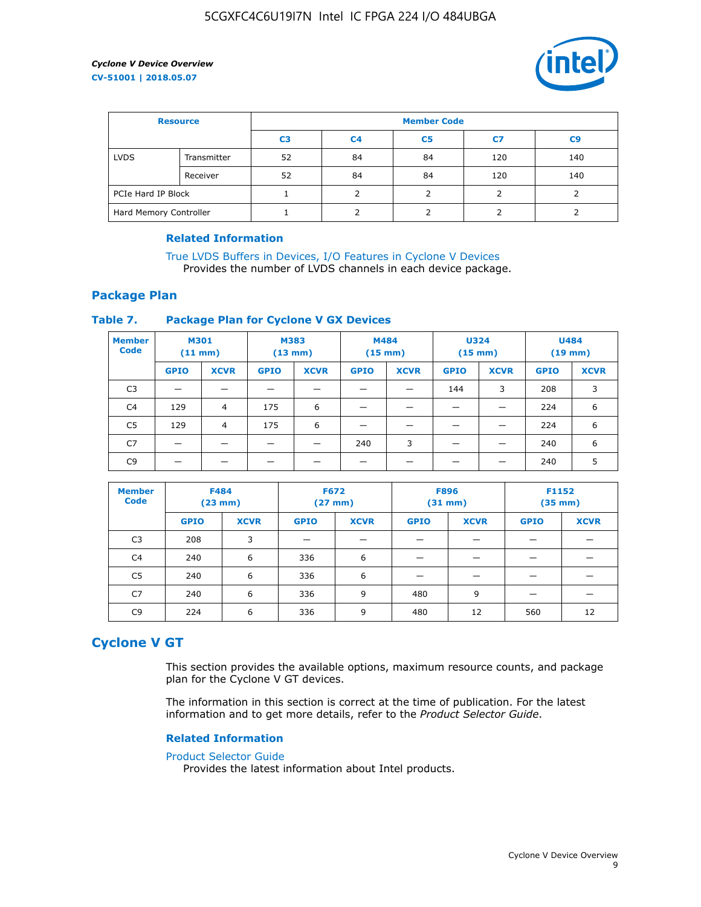| Resource | | Member Code | | | | |
|---|---|---|---|---|---|---|
| | | C3 | C4 | C5 | C7 | C9 |
| LVDS | Transmitter | 52 | 84 | 84 | 120 | 140 |
| | Receiver | 52 | 84 | 84 | 120 | 140 |
| PCIe Hard IP Block | | 1 | 2 | 2 | 2 | 2 |
| Hard Memory Controller | | 1 | 2 | 2 | 2 | 2 |

#### Related Information

True LVDS Buffers in Devices, I/O Features in Cyclone V Devices
Provides the number of LVDS channels in each device package.

## Package Plan

### Table 7. Package Plan for Cyclone V GX Devices

| Member Code | M301 (11 mm) | | M383 (13 mm) | | M484 (15 mm) | | U324 (15 mm) | | U484 (19 mm) | |
|---|---|---|---|---|---|---|---|---|---|---|
| | GPIO | XCVR | GPIO | XCVR | GPIO | XCVR | GPIO | XCVR | GPIO | XCVR |
| C3 | — | — | — | — | — | — | 144 | 3 | 208 | 3 |
| C4 | 129 | 4 | 175 | 6 | — | — | — | — | 224 | 6 |
| C5 | 129 | 4 | 175 | 6 | — | — | — | — | 224 | 6 |
| C7 | — | — | — | — | 240 | 3 | — | — | 240 | 6 |
| C9 | — | — | — | — | — | — | — | — | 240 | 5 |

| Member Code | F484 (23 mm) | | F672 (27 mm) | | F896 (31 mm) | | F1152 (35 mm) | |
|---|---|---|---|---|---|---|---|---|
| | GPIO | XCVR | GPIO | XCVR | GPIO | XCVR | GPIO | XCVR |
| C3 | 208 | 3 | — | — | — | — | — | — |
| C4 | 240 | 6 | 336 | 6 | — | — | — | — |
| C5 | 240 | 6 | 336 | 6 | — | — | — | — |
| C7 | 240 | 6 | 336 | 9 | 480 | 9 | — | — |
| C9 | 224 | 6 | 336 | 9 | 480 | 12 | 560 | 12 |

# Cyclone V GT

This section provides the available options, maximum resource counts, and package plan for the Cyclone V GT devices.

The information in this section is correct at the time of publication. For the latest information and to get more details, refer to the *Product Selector Guide*.

#### Related Information

Product Selector Guide
Provides the latest information about Intel products.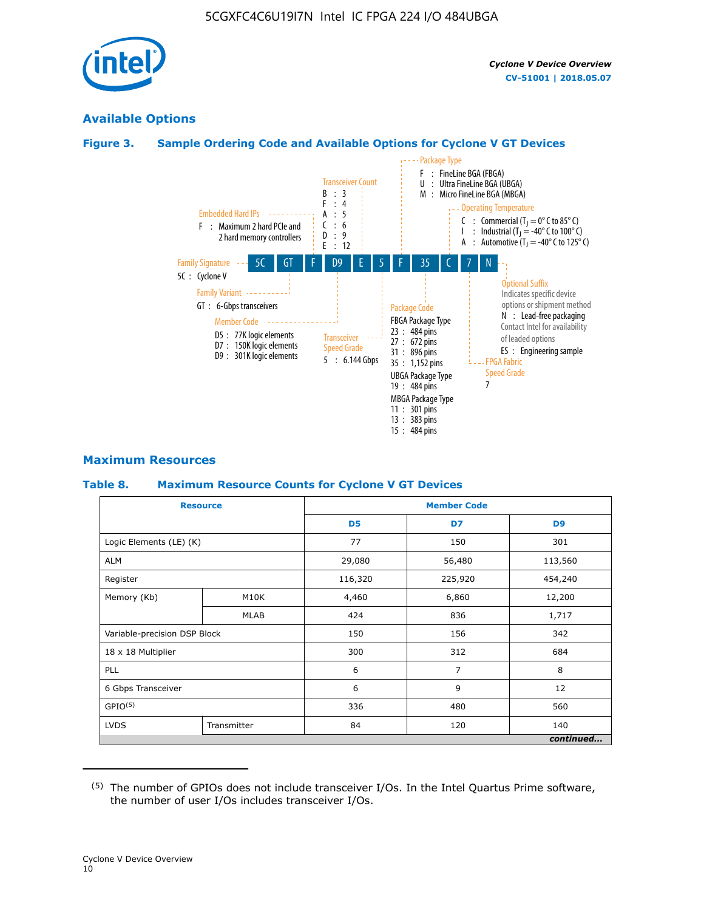## Available Options

### Figure 3. Sample Ordering Code and Available Options for Cycline V GT Devices

5C GT F D9 E 5 F 35 C 7 N

- **Family Signature**
  - 5C : Cyclone V
- **Family Variant**
  - GT : 6-Gbps transceivers
- **Embedded Hard IPs**
  - F : Maximum 2 hard PCIe and 2 hard memory controllers
- **Member Code**
  - D5 : 77K logic elements
  - D7 : 150K logic elements
  - D9 : 301K logic elements
- **Transceiver Count**
  - B : 3
  - F : 4
  - A : 5
  - C : 6
  - D : 9
  - E : 12
- **Transceiver Speed Grade**
  - 5 : 6.144 Gbps
- **Package Type**
  - F : FineLine BGA (FBGA)
  - U : Ultra FineLine BGA (UBGA)
  - M : Micro FineLine BGA (MBGA)
- **Package Code**
  - FBGA Package Type
    - 23 : 484 pins
    - 27 : 672 pins
    - 31 : 896 pins
    - 35 : 1,152 pins
  - UBGA Package Type
    - 19 : 484 pins
  - MBGA Package Type
    - 11 : 301 pins
    - 13 : 383 pins
    - 15 : 484 pins
- **Operating Temperature**
  - C : Commercial ($T_J$ = 0° C to 85° C)
  - I : Industrial ($T_J$ = -40° C to 100° C)
  - A : Automotive ($T_J$ = -40° C to 125° C)
- **FPGA Fabric Speed Grade**
  - 7
- **Optional Suffix**
  - Indicates specific device options or shipment method
  - N : Lead-free packaging. Contact Intel for availability of leaded options
  - ES : Engineering sample

## Maximum Resources

### Table 8. Maximum Resource Counts for Cyclone V GT Devices

| Resource | | Member Code | | |
|---|---|---|---|---|
| | | D5 | D7 | D9 |
| Logic Elements (LE) (K) | | 77 | 150 | 301 |
| ALM | | 29,080 | 56,480 | 113,560 |
| Register | | 116,320 | 225,920 | 454,240 |
| Memory (Kb) | M10K | 4,460 | 6,860 | 12,200 |
| | MLAB | 424 | 836 | 1,717 |
| Variable-precision DSP Block | | 150 | 156 | 342 |
| 18 x 18 Multiplier | | 300 | 312 | 684 |
| PLL | | 6 | 7 | 8 |
| 6 Gbps Transceiver | | 6 | 9 | 12 |
| GPIO[5] | | 336 | 480 | 560 |
| LVDS | Transmitter | 84 | 120 | 140 |

*continued...*

(5) The number of GPIOs does not include transceiver I/Os. In the Intel Quartus Prime software, the number of user I/Os includes transceiver I/Os.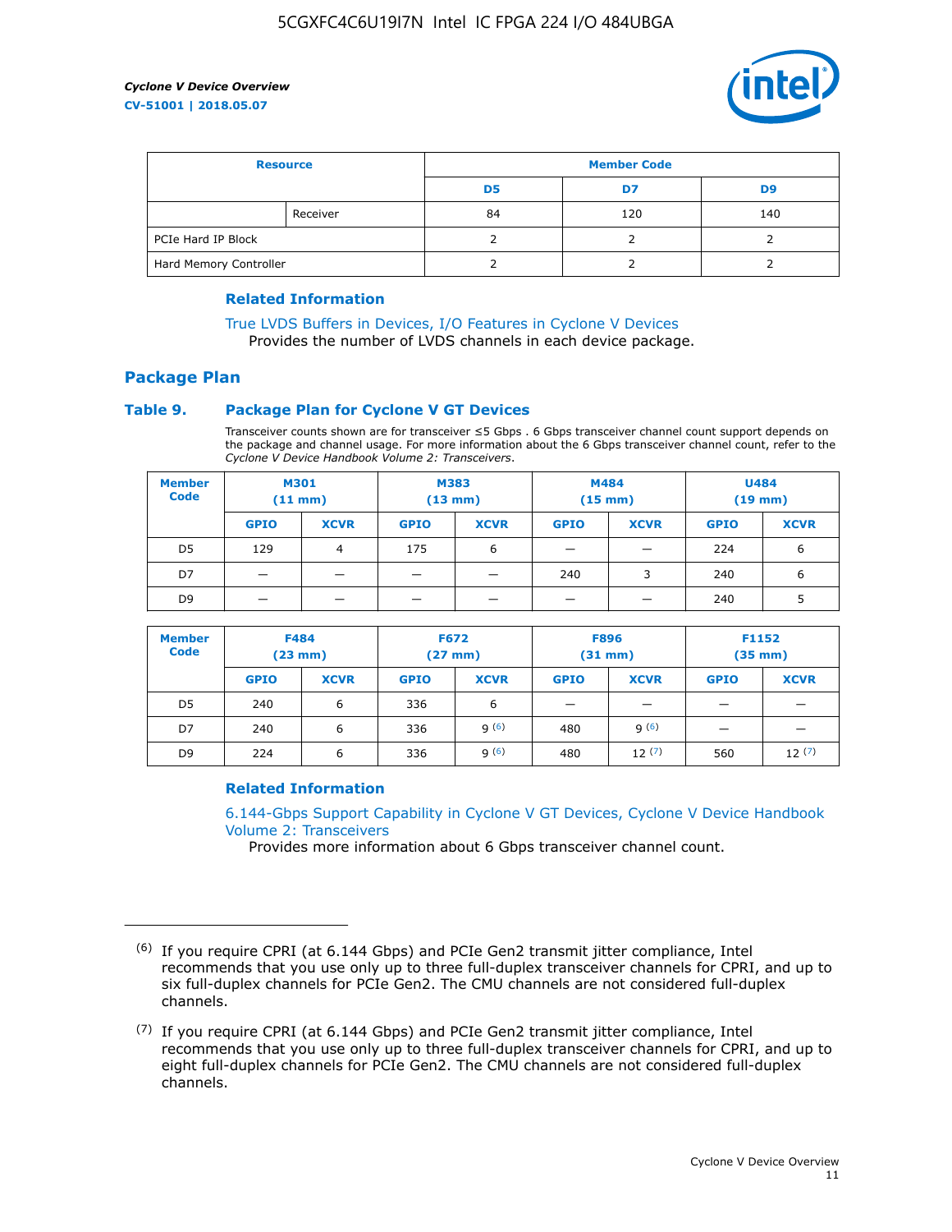| Resource | | Member Code | | |
|---|---|---|---|---|
| | | D5 | D7 | D9 |
| | Receiver | 84 | 120 | 140 |
| PCIe Hard IP Block | | 2 | 2 | 2 |
| Hard Memory Controller | | 2 | 2 | 2 |

### Related Information

True LVDS Buffers in Devices, I/O Features in Cyclone V Devices
Provides the number of LVDS channels in each device package.

## Package Plan

### Table 9. Package Plan for Cyclone V GT Devices

Transceiver counts shown are for transceiver ≤5 Gbps . 6 Gbps transceiver channel count support depends on the package and channel usage. For more information about the 6 Gbps transceiver channel count, refer to the *Cyclone V Device Handbook Volume 2: Transceivers*.

| Member Code | M301 (11 mm) | | M383 (13 mm) | | M484 (15 mm) | | U484 (19 mm) | |
|---|---|---|---|---|---|---|---|---|
| | GPIO | XCVR | GPIO | XCVR | GPIO | XCVR | GPIO | XCVR |
| D5 | 129 | 4 | 175 | 6 | — | — | 224 | 6 |
| D7 | — | — | — | — | 240 | 3 | 240 | 6 |
| D9 | — | — | — | — | — | — | 240 | 5 |

| Member Code | F484 (23 mm) | | F672 (27 mm) | | F896 (31 mm) | | F1152 (35 mm) | |
|---|---|---|---|---|---|---|---|---|
| | GPIO | XCVR | GPIO | XCVR | GPIO | XCVR | GPIO | XCVR |
| D5 | 240 | 6 | 336 | 6 | — | — | — | — |
| D7 | 240 | 6 | 336 | 9 [(6)] | 480 | 9 [(6)] | — | — |
| D9 | 224 | 6 | 336 | 9 [(6)] | 480 | 12 [(7)] | 560 | 12 [(7)] |

### Related Information

6.144-Gbps Support Capability in Cyclone V GT Devices, Cyclone V Device Handbook Volume 2: Transceivers
Provides more information about 6 Gbps transceiver channel count.

---

(6) If you require CPRI (at 6.144 Gbps) and PCIe Gen2 transmit jitter compliance, Intel recommends that you use only up to three full-duplex transceiver channels for CPRI, and up to six full-duplex channels for PCIe Gen2. The CMU channels are not considered full-duplex channels.

(7) If you require CPRI (at 6.144 Gbps) and PCIe Gen2 transmit jitter compliance, Intel recommends that you use only up to three full-duplex transceiver channels for CPRI, and up to eight full-duplex channels for PCIe Gen2. The CMU channels are not considered full-duplex channels.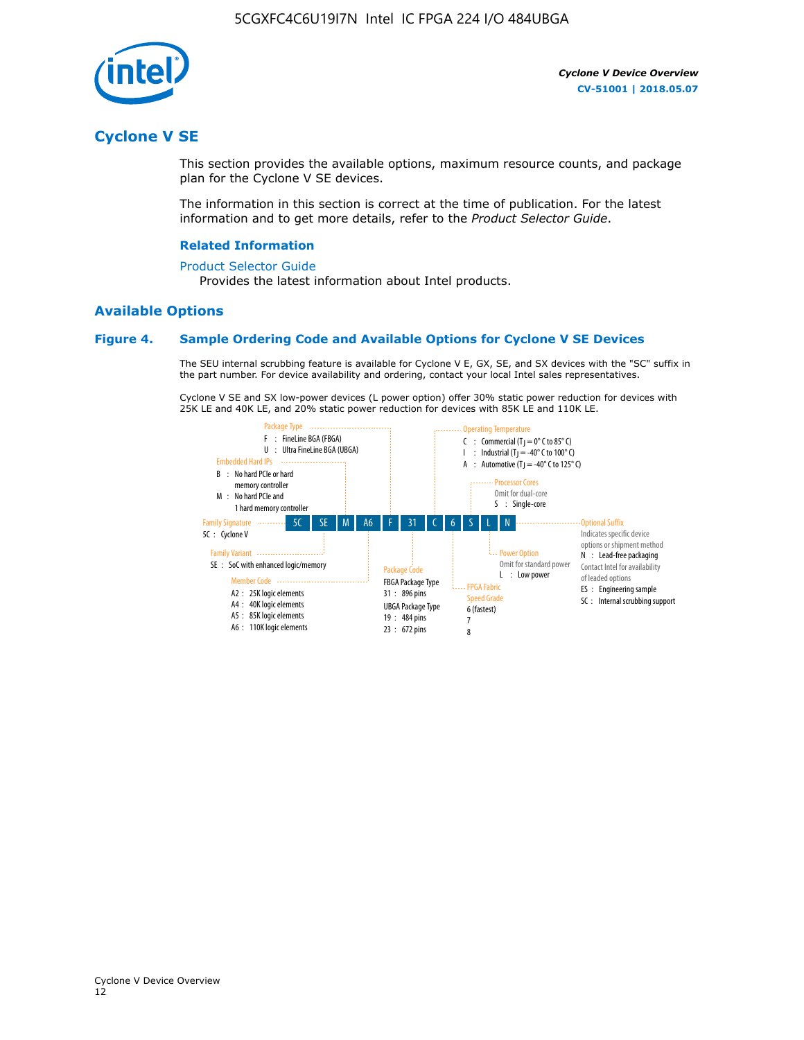## Cyclone V SE

This section provides the available options, maximum resource counts, and package plan for the Cyclone V SE devices.

The information in this section is correct at the time of publication. For the latest information and to get more details, refer to the *Product Selector Guide*.

### Related Information

Product Selector Guide

Provides the latest information about Intel products.

## Available Options

### Figure 4. Sample Ordering Code and Available Options for Cyclone V SE Devices

The SEU internal scrubbing feature is available for Cyclone V E, GX, SE, and SX devices with the "SC" suffix in the part number. For device availability and ordering, contact your local Intel sales representatives.

Cyclone V SE and SX low-power devices (L power option) offer 30% static power reduction for devices with 25K LE and 40K LE, and 20% static power reduction for devices with 85K LE and 110K LE.

5C SE M A6 F 31 C 6 S L N

**Family Signature**
- 5C : Cyclone V

**Family Variant**
- SE : SoC with enhanced logic/memory

**Embedded Hard IPs**
- B : No hard PCIe or hard memory controller
- M : No hard PCIe and 1 hard memory controller

**Member Code**
- A2 : 25K logic elements
- A4 : 40K logic elements
- A5 : 85K logic elements
- A6 : 110K logic elements

**Package Type**
- F : FineLine BGA (FBGA)
- U : Ultra FineLine BGA (UBGA)

**Package Code**
- FBGA Package Type
  - 31 : 896 pins
- UBGA Package Type
  - 19 : 484 pins
  - 23 : 672 pins

**Operating Temperature**
- C : Commercial ($T_J$ = 0° C to 85° C)
- I : Industrial ($T_J$ = -40° C to 100° C)
- A : Automotive ($T_J$ = -40° C to 125° C)

**FPGA Fabric Speed Grade**
- 6 (fastest)
- 7
- 8

**Processor Cores**
- Omit for dual-core
- S : Single-core

**Power Option**
- Omit for standard power
- L : Low power

**Optional Suffix**
- Indicates specific device options or shipment method
- N : Lead-free packaging
- Contact Intel for availability of leaded options
- ES : Engineering sample
- SC : Internal scrubbing support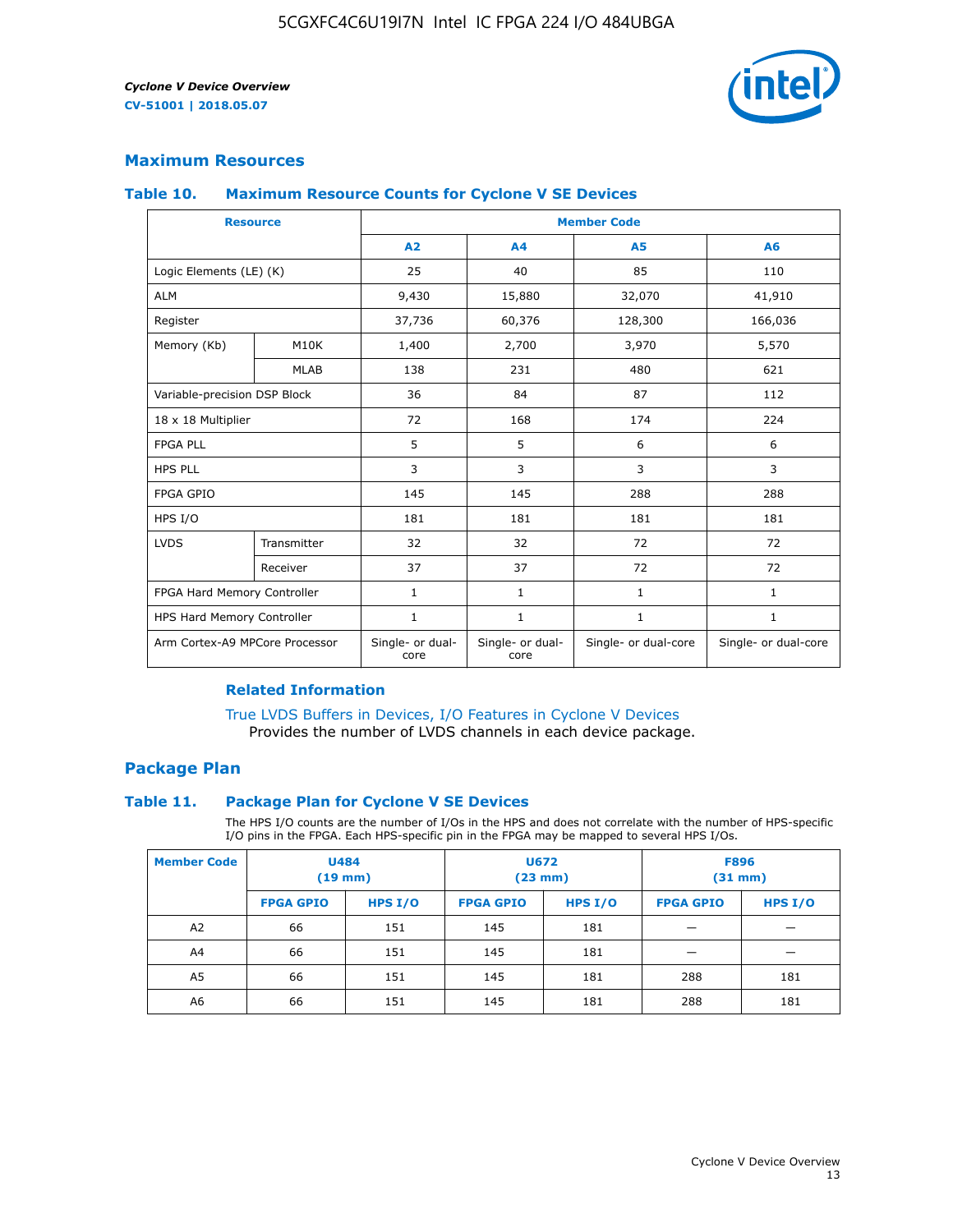## Maximum Resources

### Table 10. Maximum Resource Counts for Cyclone V SE Devices

| Resource | | Member Code | | | |
|---|---|---|---|---|---|
| | | A2 | A4 | A5 | A6 |
| Logic Elements (LE) (K) | | 25 | 40 | 85 | 110 |
| ALM | | 9,430 | 15,880 | 32,070 | 41,910 |
| Register | | 37,736 | 60,376 | 128,300 | 166,036 |
| Memory (Kb) | M10K | 1,400 | 2,700 | 3,970 | 5,570 |
| | MLAB | 138 | 231 | 480 | 621 |
| Variable-precision DSP Block | | 36 | 84 | 87 | 112 |
| 18 x 18 Multiplier | | 72 | 168 | 174 | 224 |
| FPGA PLL | | 5 | 5 | 6 | 6 |
| HPS PLL | | 3 | 3 | 3 | 3 |
| FPGA GPIO | | 145 | 145 | 288 | 288 |
| HPS I/O | | 181 | 181 | 181 | 181 |
| LVDS | Transmitter | 32 | 32 | 72 | 72 |
| | Receiver | 37 | 37 | 72 | 72 |
| FPGA Hard Memory Controller | | 1 | 1 | 1 | 1 |
| HPS Hard Memory Controller | | 1 | 1 | 1 | 1 |
| Arm Cortex-A9 MPCore Processor | | Single- or dual-core | Single- or dual-core | Single- or dual-core | Single- or dual-core |

#### Related Information

True LVDS Buffers in Devices, I/O Features in Cyclone V Devices
Provides the number of LVDS channels in each device package.

## Package Plan

### Table 11. Package Plan for Cyclone V SE Devices

The HPS I/O counts are the number of I/Os in the HPS and does not correlate with the number of HPS-specific I/O pins in the FPGA. Each HPS-specific pin in the FPGA may be mapped to several HPS I/Os.

| Member Code | U484 (19 mm) | | U672 (23 mm) | | F896 (31 mm) | |
|---|---|---|---|---|---|---|
| | FPGA GPIO | HPS I/O | FPGA GPIO | HPS I/O | FPGA GPIO | HPS I/O |
| A2 | 66 | 151 | 145 | 181 | — | — |
| A4 | 66 | 151 | 145 | 181 | — | — |
| A5 | 66 | 151 | 145 | 181 | 288 | 181 |
| A6 | 66 | 151 | 145 | 181 | 288 | 181 |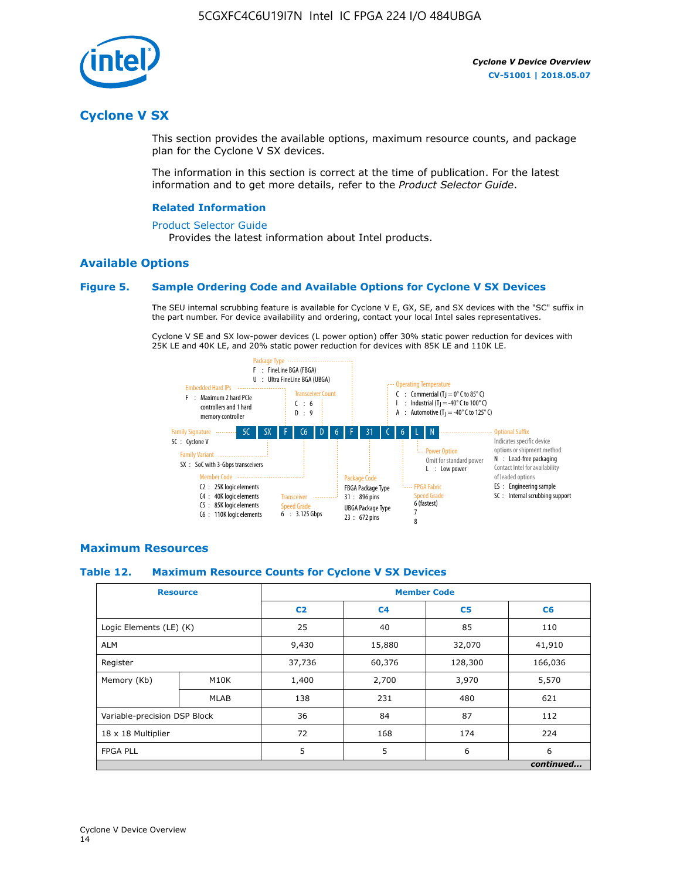# Cyclone V SX

This section provides the available options, maximum resource counts, and package plan for the Cyclone V SX devices.

The information in this section is correct at the time of publication. For the latest information and to get more details, refer to the *Product Selector Guide*.

### Related Information

Product Selector Guide

Provides the latest information about Intel products.

## Available Options

### Figure 5. Sample Ordering Code and Available Options for Cyclone V SX Devices

The SEU internal scrubbing feature is available for Cyclone V E, GX, SE, and SX devices with the "SC" suffix in the part number. For device availability and ordering, contact your local Intel sales representatives.

Cyclone V SE and SX low-power devices (L power option) offer 30% static power reduction for devices with 25K LE and 40K LE, and 20% static power reduction for devices with 85K LE and 110K LE.

Sample ordering code: 5C SX F C6 D 6 F 31 C 6 L N

- **Family Signature**
  - 5C : Cyclone V
- **Family Variant**
  - SX : SoC with 3-Gbps transceivers
- **Embedded Hard IPs**
  - F : Maximum 2 hard PCIe controllers and 1 hard memory controller
- **Member Code**
  - C2 : 25K logic elements
  - C4 : 40K logic elements
  - C5 : 85K logic elements
  - C6 : 110K logic elements
- **Transceiver Count**
  - C : 6
  - D : 9
- **Transceiver Speed Grade**
  - 6 : 3.125 Gbps
- **Package Type**
  - F : FineLine BGA (FBGA)
  - U : Ultra FineLine BGA (UBGA)
- **Package Code**
  - FBGA Package Type
    - 31 : 896 pins
  - UBGA Package Type
    - 23 : 672 pins
- **Operating Temperature**
  - C : Commercial ($T_J$ = 0° C to 85° C)
  - I : Industrial ($T_J$ = -40° C to 100° C)
  - A : Automotive ($T_J$ = -40° C to 125° C)
- **FPGA Fabric Speed Grade**
  - 6 (fastest)
  - 7
  - 8
- **Power Option**
  - Omit for standard power
  - L : Low power
- **Optional Suffix**
  - Indicates specific device options or shipment method
  - N : Lead-free packaging. Contact Intel for availability of leaded options
  - ES : Engineering sample
  - SC : Internal scrubbing support

## Maximum Resources

### Table 12. Maximum Resource Counts for Cyclone V SX Devices

| Resource | | Member Code | | | |
|---|---|---|---|---|---|
| | | C2 | C4 | C5 | C6 |
| Logic Elements (LE) (K) | | 25 | 40 | 85 | 110 |
| ALM | | 9,430 | 15,880 | 32,070 | 41,910 |
| Register | | 37,736 | 60,376 | 128,300 | 166,036 |
| Memory (Kb) | M10K | 1,400 | 2,700 | 3,970 | 5,570 |
| | MLAB | 138 | 231 | 480 | 621 |
| Variable-precision DSP Block | | 36 | 84 | 87 | 112 |
| 18 x 18 Multiplier | | 72 | 168 | 174 | 224 |
| FPGA PLL | | 5 | 5 | 6 | 6 |

*continued...*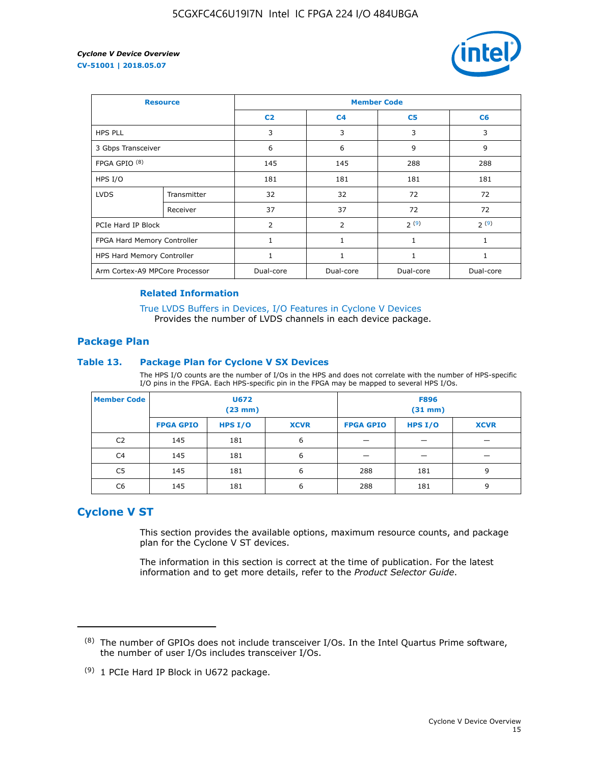| Resource | | Member Code | | | |
|---|---|---|---|---|---|
| | | C2 | C4 | C5 | C6 |
| HPS PLL | | 3 | 3 | 3 | 3 |
| 3 Gbps Transceiver | | 6 | 6 | 9 | 9 |
| FPGA GPIO [8] | | 145 | 145 | 288 | 288 |
| HPS I/O | | 181 | 181 | 181 | 181 |
| LVDS | Transmitter | 32 | 32 | 72 | 72 |
| | Receiver | 37 | 37 | 72 | 72 |
| PCIe Hard IP Block | | 2 | 2 | 2 [9] | 2 [9] |
| FPGA Hard Memory Controller | | 1 | 1 | 1 | 1 |
| HPS Hard Memory Controller | | 1 | 1 | 1 | 1 |
| Arm Cortex-A9 MPCore Processor | | Dual-core | Dual-core | Dual-core | Dual-core |

**Related Information**

True LVDS Buffers in Devices, I/O Features in Cyclone V Devices
Provides the number of LVDS channels in each device package.

## Package Plan

### Table 13. Package Plan for Cyclone V SX Devices

The HPS I/O counts are the number of I/Os in the HPS and does not correlate with the number of HPS-specific I/O pins in the FPGA. Each HPS-specific pin in the FPGA may be mapped to several HPS I/Os.

| Member Code | U672 (23 mm) | | | F896 (31 mm) | | |
|---|---|---|---|---|---|---|
| | FPGA GPIO | HPS I/O | XCVR | FPGA GPIO | HPS I/O | XCVR |
| C2 | 145 | 181 | 6 | — | — | — |
| C4 | 145 | 181 | 6 | — | — | — |
| C5 | 145 | 181 | 6 | 288 | 181 | 9 |
| C6 | 145 | 181 | 6 | 288 | 181 | 9 |

## Cyclone V ST

This section provides the available options, maximum resource counts, and package plan for the Cyclone V ST devices.

The information in this section is correct at the time of publication. For the latest information and to get more details, refer to the *Product Selector Guide*.

---

(8) The number of GPIOs does not include transceiver I/Os. In the Intel Quartus Prime software, the number of user I/Os includes transceiver I/Os.

(9) 1 PCIe Hard IP Block in U672 package.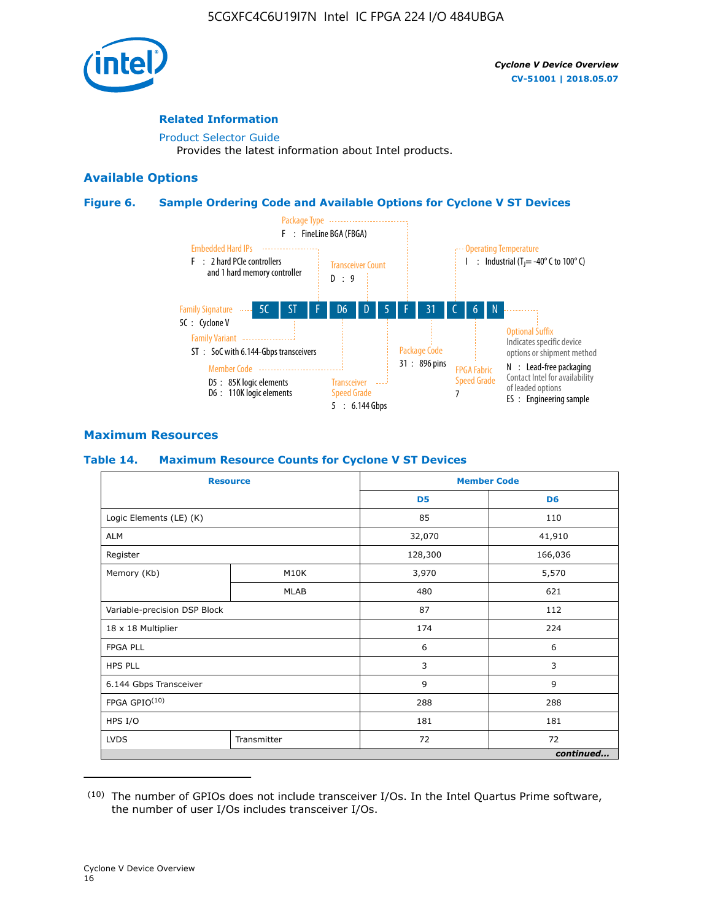#### Related Information

Product Selector Guide
  Provides the latest information about Intel products.

## Available Options

#### Figure 6. Sample Ordering Code and Available Options for Cyclone V ST Devices

5C ST F D6 D 5 F 31 C 6 N

- Family Signature — 5C : Cyclone V
- Family Variant — ST : SoC with 6.144-Gbps transceivers
- Embedded Hard IPs — F : 2 hard PCIe controllers and 1 hard memory controller
- Member Code — D5 : 85K logic elements; D6 : 110K logic elements
- Transceiver Count — D : 9
- Transceiver Speed Grade — 5 : 6.144 Gbps
- Package Type — F : FineLine BGA (FBGA)
- Package Code — 31 : 896 pins
- Operating Temperature — I : Industrial ($T_J$ = -40° C to 100° C)
- FPGA Fabric Speed Grade — 7
- Optional Suffix — Indicates specific device options or shipment method. N : Lead-free packaging. Contact Intel for availability of leaded options. ES : Engineering sample

## Maximum Resources

#### Table 14. Maximum Resource Counts for Cyclone V ST Devices

| Resource | | Member Code | |
|---|---|---|---|
| | | D5 | D6 |
| Logic Elements (LE) (K) | | 85 | 110 |
| ALM | | 32,070 | 41,910 |
| Register | | 128,300 | 166,036 |
| Memory (Kb) | M10K | 3,970 | 5,570 |
| | MLAB | 480 | 621 |
| Variable-precision DSP Block | | 87 | 112 |
| 18 x 18 Multiplier | | 174 | 224 |
| FPGA PLL | | 6 | 6 |
| HPS PLL | | 3 | 3 |
| 6.144 Gbps Transceiver | | 9 | 9 |
| FPGA GPIO[10] | | 288 | 288 |
| HPS I/O | | 181 | 181 |
| LVDS | Transmitter | 72 | 72 |

*continued...*

(10) The number of GPIOs does not include transceiver I/Os. In the Intel Quartus Prime software, the number of user I/Os includes transceiver I/Os.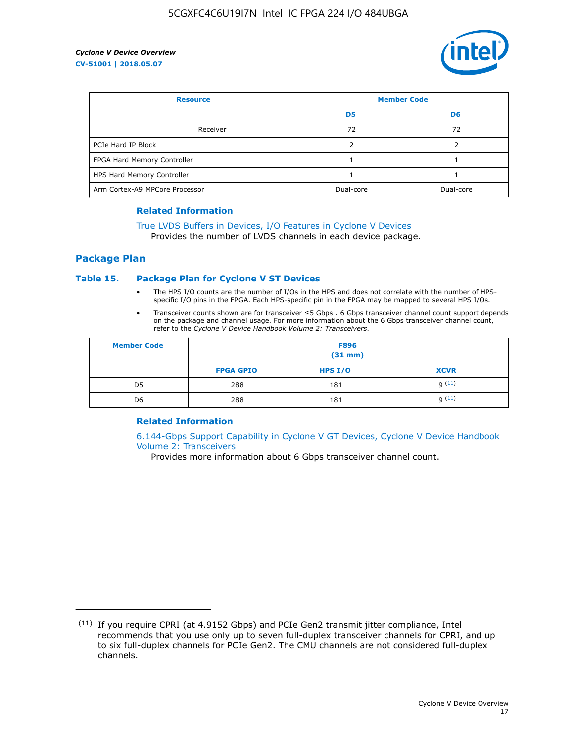| Resource | | Member Code | |
|---|---|---|---|
| | | D5 | D6 |
| | Receiver | 72 | 72 |
| PCIe Hard IP Block | | 2 | 2 |
| FPGA Hard Memory Controller | | 1 | 1 |
| HPS Hard Memory Controller | | 1 | 1 |
| Arm Cortex-A9 MPCore Processor | | Dual-core | Dual-core |

### Related Information

True LVDS Buffers in Devices, I/O Features in Cyclone V Devices
Provides the number of LVDS channels in each device package.

## Package Plan

### Table 15. Package Plan for Cyclone V ST Devices

- The HPS I/O counts are the number of I/Os in the HPS and does not correlate with the number of HPS-specific I/O pins in the FPGA. Each HPS-specific pin in the FPGA may be mapped to several HPS I/Os.
- Transceiver counts shown are for transceiver ≤5 Gbps . 6 Gbps transceiver channel count support depends on the package and channel usage. For more information about the 6 Gbps transceiver channel count, refer to the *Cyclone V Device Handbook Volume 2: Transceivers*.

| Member Code | F896 (31 mm) | | |
|---|---|---|---|
| | FPGA GPIO | HPS I/O | XCVR |
| D5 | 288 | 181 | 9 (11) |
| D6 | 288 | 181 | 9 (11) |

### Related Information

6.144-Gbps Support Capability in Cyclone V GT Devices, Cyclone V Device Handbook Volume 2: Transceivers
Provides more information about 6 Gbps transceiver channel count.

(11) If you require CPRI (at 4.9152 Gbps) and PCIe Gen2 transmit jitter compliance, Intel recommends that you use only up to seven full-duplex transceiver channels for CPRI, and up to six full-duplex channels for PCIe Gen2. The CMU channels are not considered full-duplex channels.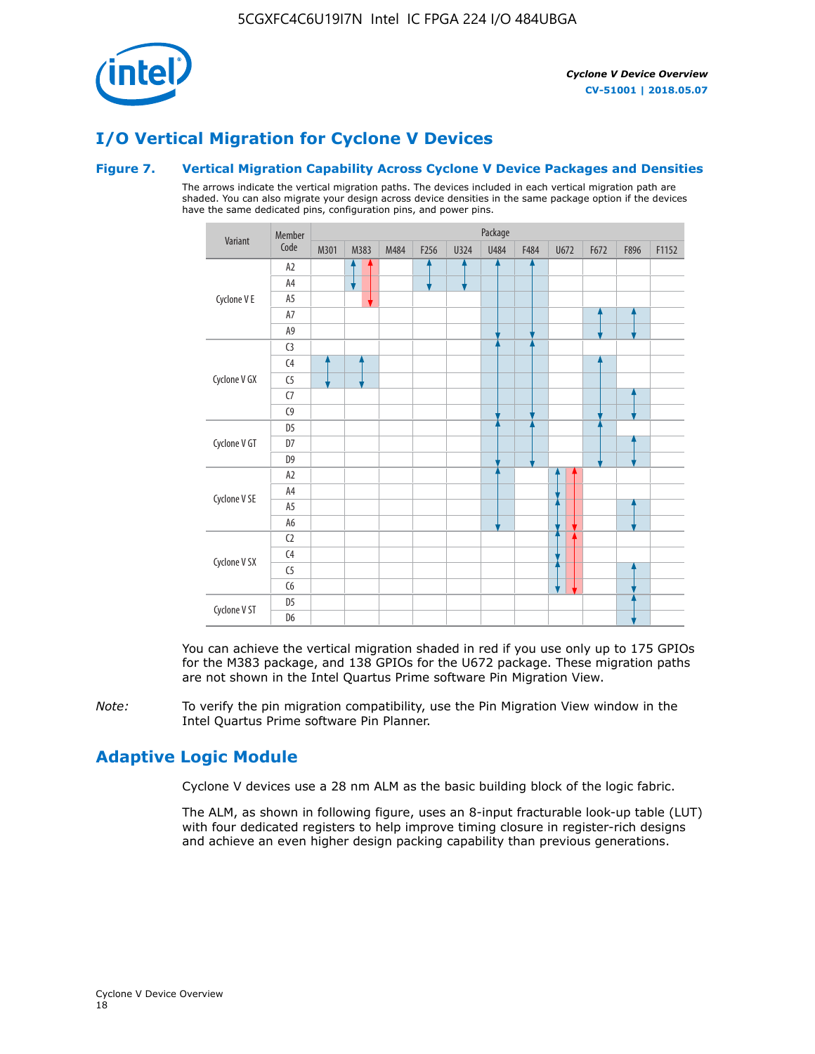# I/O Vertical Migration for Cyclone V Devices

**Figure 7. Vertical Migration Capability Across Cyclone V Device Packages and Densities**

The arrows indicate the vertical migration paths. The devices included in each vertical migration path are shaded. You can also migrate your design across device densities in the same package option if the devices have the same dedicated pins, configuration pins, and power pins.

| Variant | Member Code | M301 | M383 | M484 | F256 | U324 | U484 | F484 | U672 | F672 | F896 | F1152 |
|---|---|---|---|---|---|---|---|---|---|---|---|---|
| Cyclone V E | A2 | | ↕ (red ↕) | | ↕ | ↕ | ↕ | ↕ | | | | |
| | A4 | | ↕ (red ↕) | | ↕ | ↕ | ↕ | ↕ | | | | |
| | A5 | | (red ↕) | | | | ↕ | ↕ | | | | |
| | A7 | | | | | | ↕ | ↕ | | ↕ | ↕ | |
| | A9 | | | | | | ↕ | ↕ | | ↕ | ↕ | |
| Cyclone V GX | C3 | | | | | | ↕ | ↕ | | | | |
| | C4 | ↕ | ↕ | | | | ↕ | ↕ | | ↕ | | |
| | C5 | ↕ | ↕ | | | | ↕ | ↕ | | ↕ | | |
| | C7 | | | | | | ↕ | ↕ | | ↕ | ↕ | |
| | C9 | | | | | | ↕ | ↕ | | ↕ | ↕ | |
| Cyclone V GT | D5 | | | | | | ↕ | ↕ | | ↕ | | |
| | D7 | | | | | | ↕ | ↕ | | ↕ | ↕ | |
| | D9 | | | | | | ↕ | ↕ | | ↕ | ↕ | |
| Cyclone V SE | A2 | | | | | | ↕ | | ↕ (red ↕) | | | |
| | A4 | | | | | | ↕ | | ↕ (red ↕) | | | |
| | A5 | | | | | | ↕ | | ↕ (red ↕) | | ↕ | |
| | A6 | | | | | | ↕ | | ↕ (red ↕) | | ↕ | |
| Cyclone V SX | C2 | | | | | | | | ↕ (red ↕) | | | |
| | C4 | | | | | | | | ↕ (red ↕) | | | |
| | C5 | | | | | | | | ↕ (red ↕) | | ↕ | |
| | C6 | | | | | | | | ↕ (red ↕) | | ↕ | |
| Cyclone V ST | D5 | | | | | | | | | | ↕ | |
| | D6 | | | | | | | | | | ↕ | |

You can achieve the vertical migration shaded in red if you use only up to 175 GPIOs for the M383 package, and 138 GPIOs for the U672 package. These migration paths are not shown in the Intel Quartus Prime software Pin Migration View.

*Note:* To verify the pin migration compatibility, use the Pin Migration View window in the Intel Quartus Prime software Pin Planner.

# Adaptive Logic Module

Cyclone V devices use a 28 nm ALM as the basic building block of the logic fabric.

The ALM, as shown in following figure, uses an 8-input fracturable look-up table (LUT) with four dedicated registers to help improve timing closure in register-rich designs and achieve an even higher design packing capability than previous generations.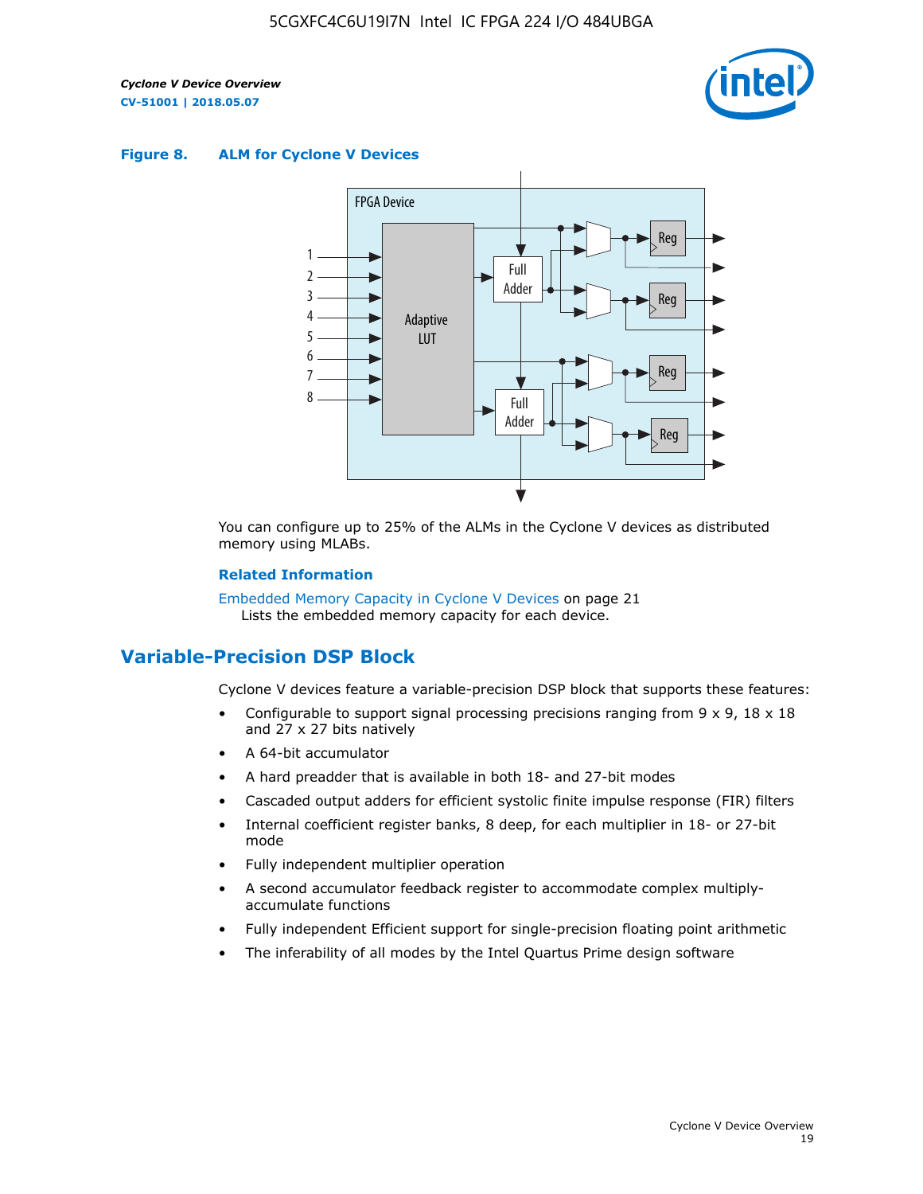**Figure 8. ALM for Cycline V Devices**

You can configure up to 25% of the ALMs in the Cyclone V devices as distributed memory using MLABs.

**Related Information**

Embedded Memory Capacity in Cyclone V Devices on page 21
Lists the embedded memory capacity for each device.

## Variable-Precision DSP Block

Cyclone V devices feature a variable-precision DSP block that supports these features:

- Configurable to support signal processing precisions ranging from 9 x 9, 18 x 18 and 27 x 27 bits natively
- A 64-bit accumulator
- A hard preadder that is available in both 18- and 27-bit modes
- Cascaded output adders for efficient systolic finite impulse response (FIR) filters
- Internal coefficient register banks, 8 deep, for each multiplier in 18- or 27-bit mode
- Fully independent multiplier operation
- A second accumulator feedback register to accommodate complex multiply-accumulate functions
- Fully independent Efficient support for single-precision floating point arithmetic
- The inferability of all modes by the Intel Quartus Prime design software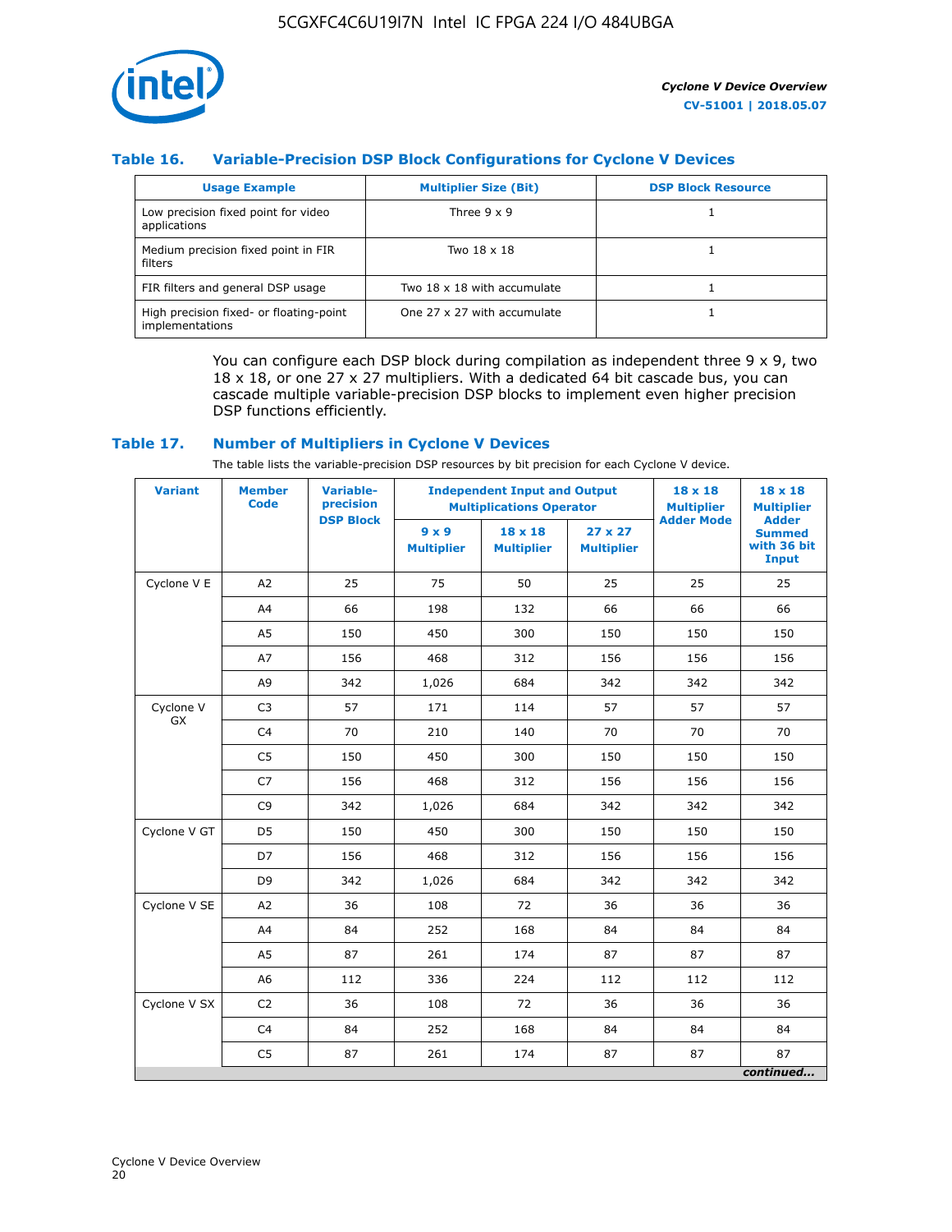### Table 16. Variable-Precision DSP Block Configurations for Cyclone V Devices

| Usage Example | Multiplier Size (Bit) | DSP Block Resource |
|---|---|---|
| Low precision fixed point for video applications | Three 9 x 9 | 1 |
| Medium precision fixed point in FIR filters | Two 18 x 18 | 1 |
| FIR filters and general DSP usage | Two 18 x 18 with accumulate | 1 |
| High precision fixed- or floating-point implementations | One 27 x 27 with accumulate | 1 |

You can configure each DSP block during compilation as independent three 9 x 9, two 18 x 18, or one 27 x 27 multipliers. With a dedicated 64 bit cascade bus, you can cascade multiple variable-precision DSP blocks to implement even higher precision DSP functions efficiently.

### Table 17. Number of Multipliers in Cyclone V Devices

The table lists the variable-precision DSP resources by bit precision for each Cyclone V device.

| Variant | Member Code | Variable-precision DSP Block | Independent Input and Output Multiplications Operator | | | 18 x 18 Multiplier Adder Mode | 18 x 18 Multiplier Adder Summed with 36 bit Input |
|---|---|---|---|---|---|---|---|
| | | | 9 x 9 Multiplier | 18 x 18 Multiplier | 27 x 27 Multiplier | | |
| Cyclone V E | A2 | 25 | 75 | 50 | 25 | 25 | 25 |
| | A4 | 66 | 198 | 132 | 66 | 66 | 66 |
| | A5 | 150 | 450 | 300 | 150 | 150 | 150 |
| | A7 | 156 | 468 | 312 | 156 | 156 | 156 |
| | A9 | 342 | 1,026 | 684 | 342 | 342 | 342 |
| Cyclone V GX | C3 | 57 | 171 | 114 | 57 | 57 | 57 |
| | C4 | 70 | 210 | 140 | 70 | 70 | 70 |
| | C5 | 150 | 450 | 300 | 150 | 150 | 150 |
| | C7 | 156 | 468 | 312 | 156 | 156 | 156 |
| | C9 | 342 | 1,026 | 684 | 342 | 342 | 342 |
| Cyclone V GT | D5 | 150 | 450 | 300 | 150 | 150 | 150 |
| | D7 | 156 | 468 | 312 | 156 | 156 | 156 |
| | D9 | 342 | 1,026 | 684 | 342 | 342 | 342 |
| Cyclone V SE | A2 | 36 | 108 | 72 | 36 | 36 | 36 |
| | A4 | 84 | 252 | 168 | 84 | 84 | 84 |
| | A5 | 87 | 261 | 174 | 87 | 87 | 87 |
| | A6 | 112 | 336 | 224 | 112 | 112 | 112 |
| Cyclone V SX | C2 | 36 | 108 | 72 | 36 | 36 | 36 |
| | C4 | 84 | 252 | 168 | 84 | 84 | 84 |
| | C5 | 87 | 261 | 174 | 87 | 87 | 87 |

*continued...*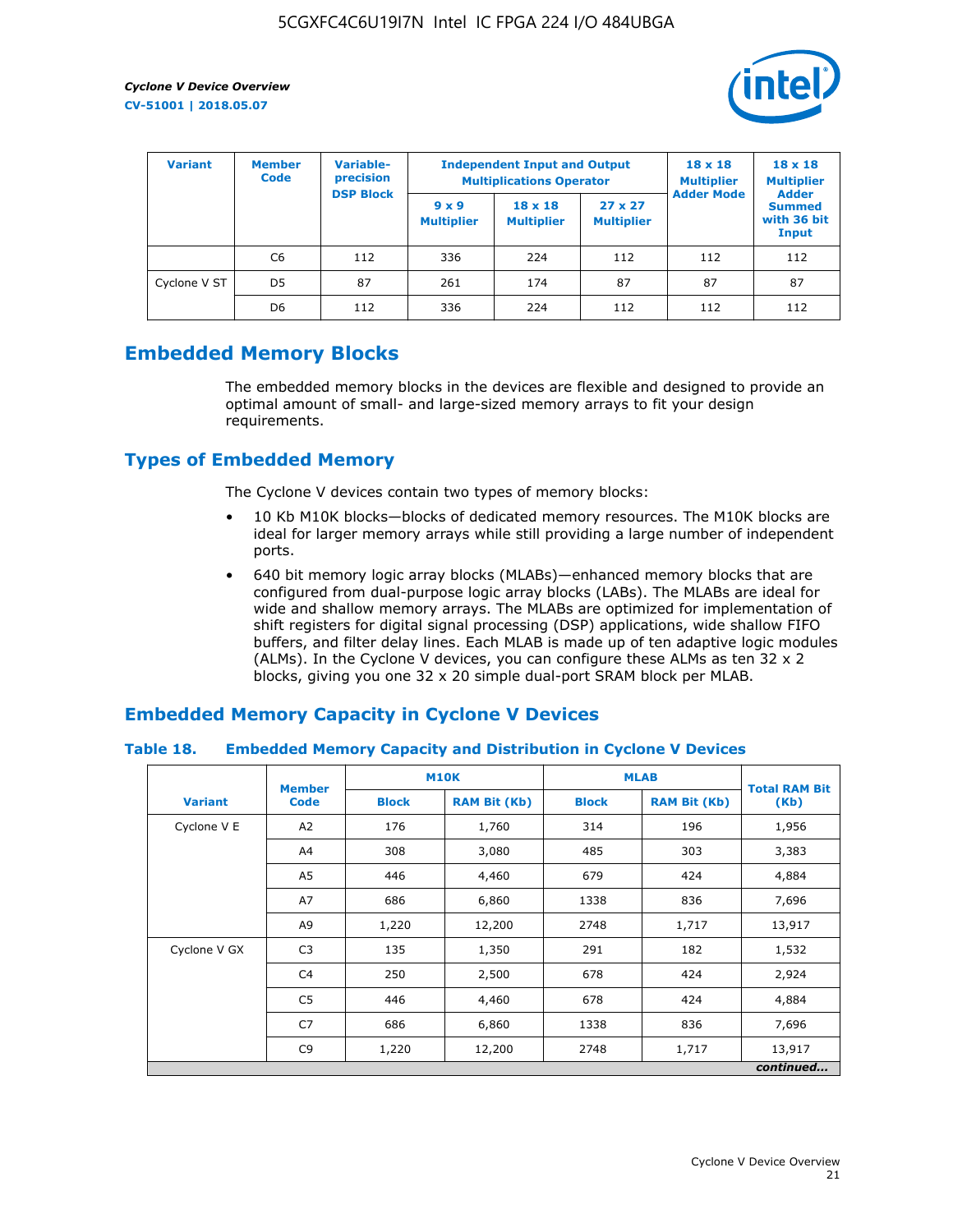| Variant | Member Code | Variable-precision DSP Block | Independent Input and Output Multiplications Operator | | | 18 x 18 Multiplier Adder Mode | 18 x 18 Multiplier Adder Summed with 36 bit Input |
|---|---|---|---|---|---|---|---|
| | | | 9 x 9 Multiplier | 18 x 18 Multiplier | 27 x 27 Multiplier | | |
| | C6 | 112 | 336 | 224 | 112 | 112 | 112 |
| Cyclone V ST | D5 | 87 | 261 | 174 | 87 | 87 | 87 |
| | D6 | 112 | 336 | 224 | 112 | 112 | 112 |

## Embedded Memory Blocks

The embedded memory blocks in the devices are flexible and designed to provide an optimal amount of small- and large-sized memory arrays to fit your design requirements.

## Types of Embedded Memory

The Cyclone V devices contain two types of memory blocks:

- 10 Kb M10K blocks—blocks of dedicated memory resources. The M10K blocks are ideal for larger memory arrays while still providing a large number of independent ports.
- 640 bit memory logic array blocks (MLABs)—enhanced memory blocks that are configured from dual-purpose logic array blocks (LABs). The MLABs are ideal for wide and shallow memory arrays. The MLABs are optimized for implementation of shift registers for digital signal processing (DSP) applications, wide shallow FIFO buffers, and filter delay lines. Each MLAB is made up of ten adaptive logic modules (ALMs). In the Cyclone V devices, you can configure these ALMs as ten 32 x 2 blocks, giving you one 32 x 20 simple dual-port SRAM block per MLAB.

## Embedded Memory Capacity in Cyclone V Devices

### Table 18. Embedded Memory Capacity and Distribution in Cyclone V Devices

| Variant | Member Code | M10K | | MLAB | | Total RAM Bit (Kb) |
|---|---|---|---|---|---|---|
| | | Block | RAM Bit (Kb) | Block | RAM Bit (Kb) | |
| Cyclone V E | A2 | 176 | 1,760 | 314 | 196 | 1,956 |
| | A4 | 308 | 3,080 | 485 | 303 | 3,383 |
| | A5 | 446 | 4,460 | 679 | 424 | 4,884 |
| | A7 | 686 | 6,860 | 1338 | 836 | 7,696 |
| | A9 | 1,220 | 12,200 | 2748 | 1,717 | 13,917 |
| Cyclone V GX | C3 | 135 | 1,350 | 291 | 182 | 1,532 |
| | C4 | 250 | 2,500 | 678 | 424 | 2,924 |
| | C5 | 446 | 4,460 | 678 | 424 | 4,884 |
| | C7 | 686 | 6,860 | 1338 | 836 | 7,696 |
| | C9 | 1,220 | 12,200 | 2748 | 1,717 | 13,917 |

*continued...*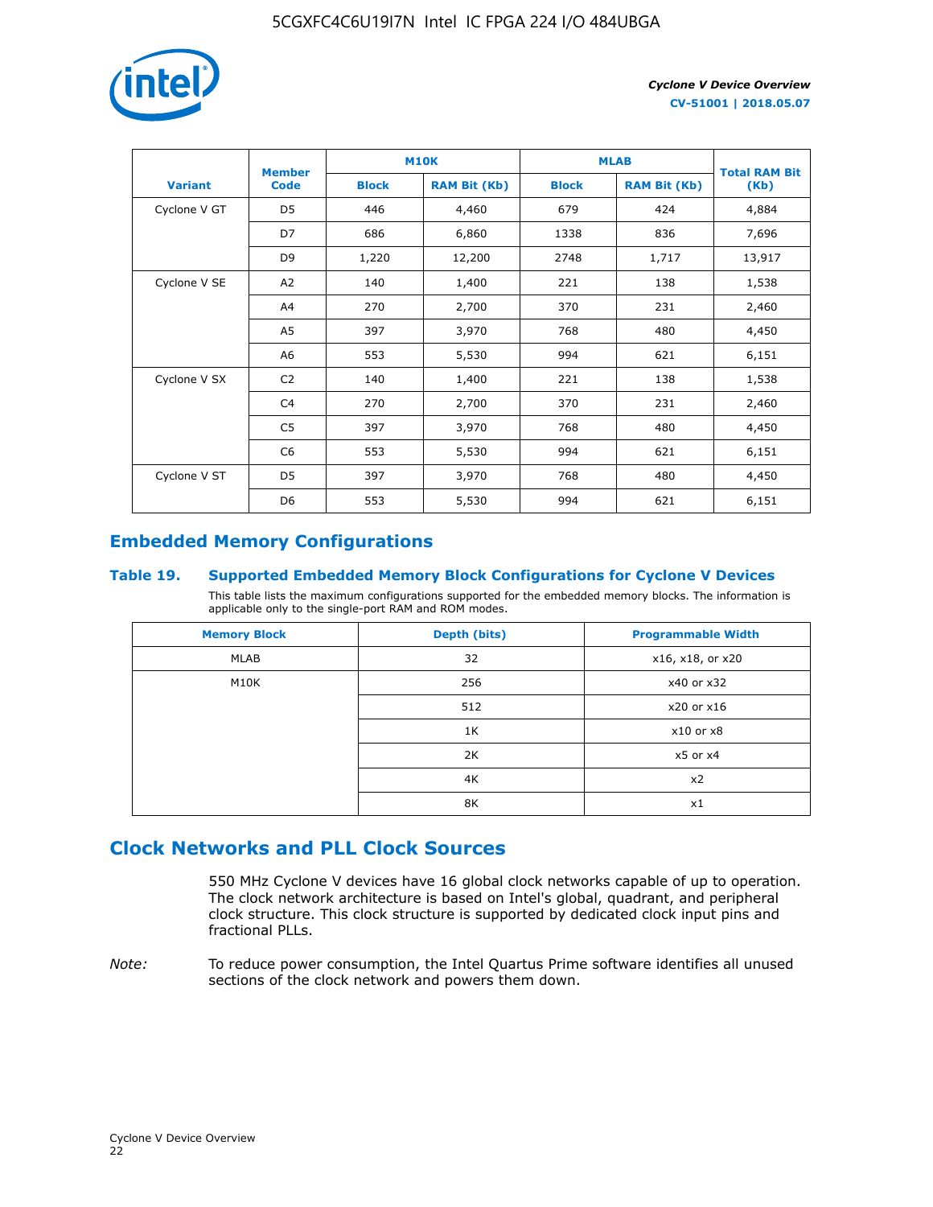| Variant | Member Code | M10K | | MLAB | | Total RAM Bit (Kb) |
|---|---|---|---|---|---|---|
| | | Block | RAM Bit (Kb) | Block | RAM Bit (Kb) | |
| Cyclone V GT | D5 | 446 | 4,460 | 679 | 424 | 4,884 |
| | D7 | 686 | 6,860 | 1338 | 836 | 7,696 |
| | D9 | 1,220 | 12,200 | 2748 | 1,717 | 13,917 |
| Cyclone V SE | A2 | 140 | 1,400 | 221 | 138 | 1,538 |
| | A4 | 270 | 2,700 | 370 | 231 | 2,460 |
| | A5 | 397 | 3,970 | 768 | 480 | 4,450 |
| | A6 | 553 | 5,530 | 994 | 621 | 6,151 |
| Cyclone V SX | C2 | 140 | 1,400 | 221 | 138 | 1,538 |
| | C4 | 270 | 2,700 | 370 | 231 | 2,460 |
| | C5 | 397 | 3,970 | 768 | 480 | 4,450 |
| | C6 | 553 | 5,530 | 994 | 621 | 6,151 |
| Cyclone V ST | D5 | 397 | 3,970 | 768 | 480 | 4,450 |
| | D6 | 553 | 5,530 | 994 | 621 | 6,151 |

## Embedded Memory Configurations

### Table 19. Supported Embedded Memory Block Configurations for Cyclone V Devices

This table lists the maximum configurations supported for the embedded memory blocks. The information is applicable only to the single-port RAM and ROM modes.

| Memory Block | Depth (bits) | Programmable Width |
|---|---|---|
| MLAB | 32 | x16, x18, or x20 |
| M10K | 256 | x40 or x32 |
| | 512 | x20 or x16 |
| | 1K | x10 or x8 |
| | 2K | x5 or x4 |
| | 4K | x2 |
| | 8K | x1 |

## Clock Networks and PLL Clock Sources

550 MHz Cyclone V devices have 16 global clock networks capable of up to operation. The clock network architecture is based on Intel's global, quadrant, and peripheral clock structure. This clock structure is supported by dedicated clock input pins and fractional PLLs.

*Note:* To reduce power consumption, the Intel Quartus Prime software identifies all unused sections of the clock network and powers them down.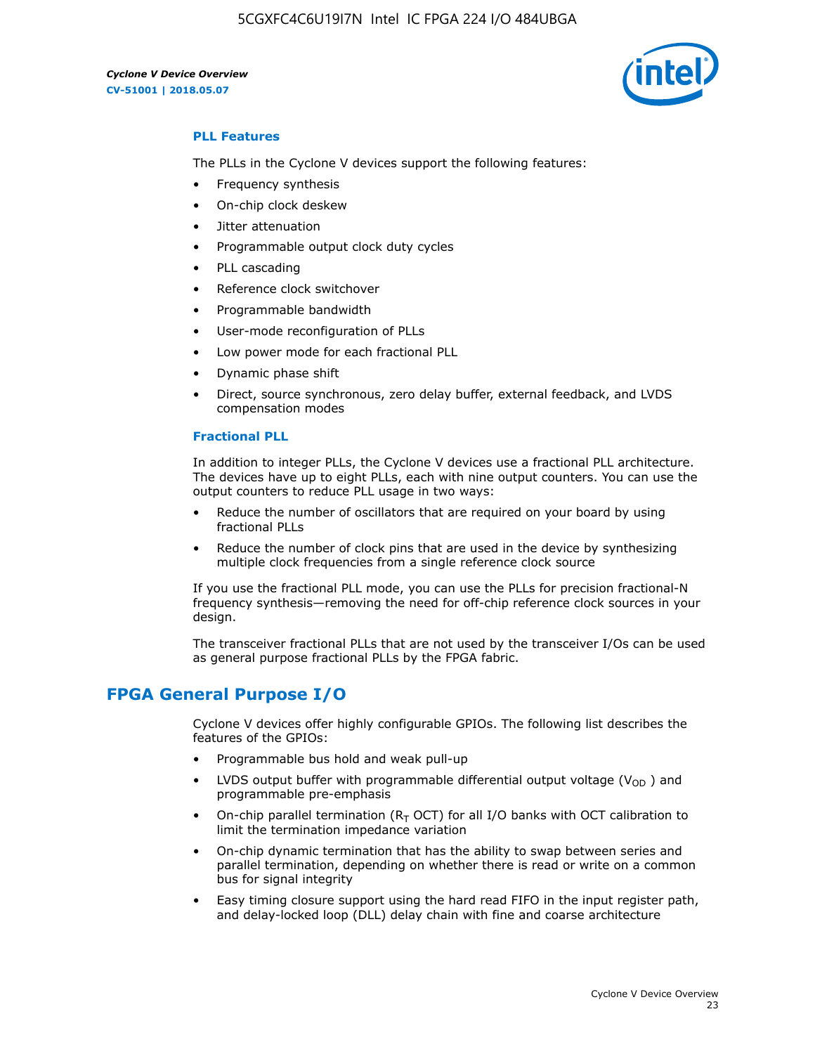### PLL Features

The PLLs in the Cyclone V devices support the following features:

- Frequency synthesis
- On-chip clock deskew
- Jitter attenuation
- Programmable output clock duty cycles
- PLL cascading
- Reference clock switchover
- Programmable bandwidth
- User-mode reconfiguration of PLLs
- Low power mode for each fractional PLL
- Dynamic phase shift
- Direct, source synchronous, zero delay buffer, external feedback, and LVDS compensation modes

### Fractional PLL

In addition to integer PLLs, the Cyclone V devices use a fractional PLL architecture. The devices have up to eight PLLs, each with nine output counters. You can use the output counters to reduce PLL usage in two ways:

- Reduce the number of oscillators that are required on your board by using fractional PLLs
- Reduce the number of clock pins that are used in the device by synthesizing multiple clock frequencies from a single reference clock source

If you use the fractional PLL mode, you can use the PLLs for precision fractional-N frequency synthesis—removing the need for off-chip reference clock sources in your design.

The transceiver fractional PLLs that are not used by the transceiver I/Os can be used as general purpose fractional PLLs by the FPGA fabric.

## FPGA General Purpose I/O

Cyclone V devices offer highly configurable GPIOs. The following list describes the features of the GPIOs:

- Programmable bus hold and weak pull-up
- LVDS output buffer with programmable differential output voltage ($V_{OD}$) and programmable pre-emphasis
- On-chip parallel termination ($R_T$ OCT) for all I/O banks with OCT calibration to limit the termination impedance variation
- On-chip dynamic termination that has the ability to swap between series and parallel termination, depending on whether there is read or write on a common bus for signal integrity
- Easy timing closure support using the hard read FIFO in the input register path, and delay-locked loop (DLL) delay chain with fine and coarse architecture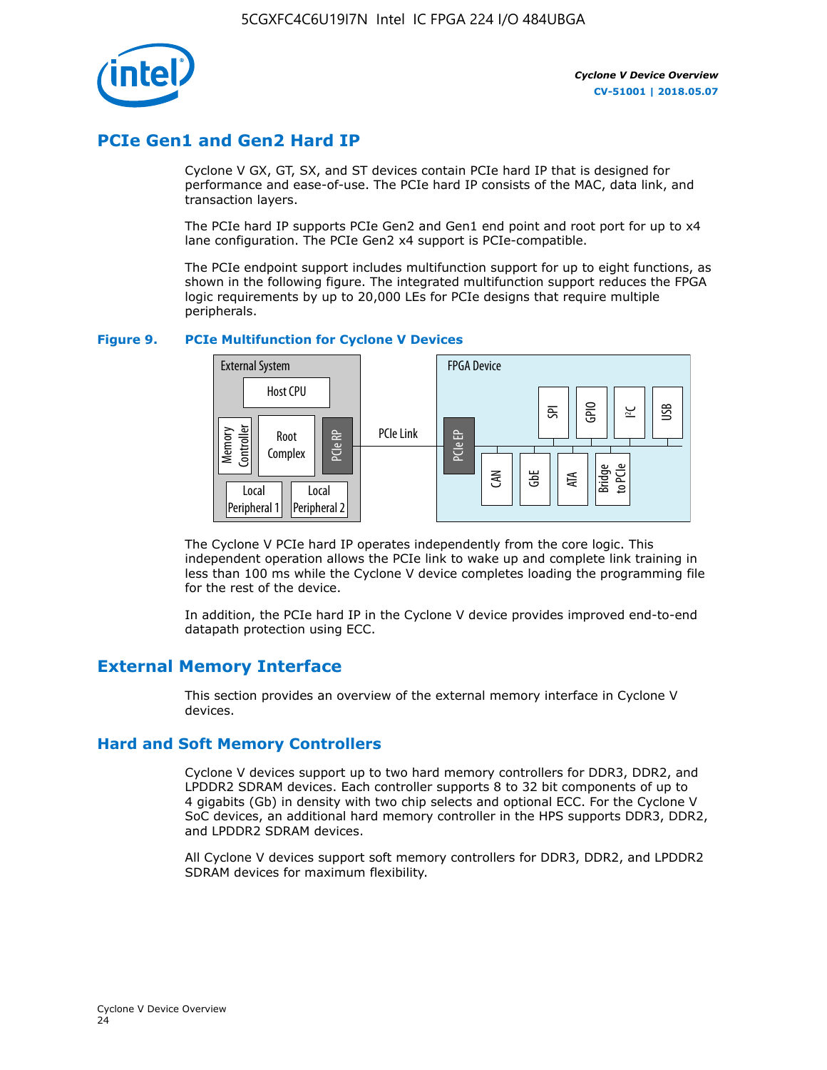## PCIe Gen1 and Gen2 Hard IP

Cyclone V GX, GT, SX, and ST devices contain PCIe hard IP that is designed for performance and ease-of-use. The PCIe hard IP consists of the MAC, data link, and transaction layers.

The PCIe hard IP supports PCIe Gen2 and Gen1 end point and root port for up to x4 lane configuration. The PCIe Gen2 x4 support is PCIe-compatible.

The PCIe endpoint support includes multifunction support for up to eight functions, as shown in the following figure. The integrated multifunction support reduces the FPGA logic requirements by up to 20,000 LEs for PCIe designs that require multiple peripherals.

**Figure 9. PCIe Multifunction for Cyclone V Devices**

The Cyclone V PCIe hard IP operates independently from the core logic. This independent operation allows the PCIe link to wake up and complete link training in less than 100 ms while the Cyclone V device completes loading the programming file for the rest of the device.

In addition, the PCIe hard IP in the Cyclone V device provides improved end-to-end datapath protection using ECC.

## External Memory Interface

This section provides an overview of the external memory interface in Cyclone V devices.

### Hard and Soft Memory Controllers

Cyclone V devices support up to two hard memory controllers for DDR3, DDR2, and LPDDR2 SDRAM devices. Each controller supports 8 to 32 bit components of up to 4 gigabits (Gb) in density with two chip selects and optional ECC. For the Cyclone V SoC devices, an additional hard memory controller in the HPS supports DDR3, DDR2, and LPDDR2 SDRAM devices.

All Cyclone V devices support soft memory controllers for DDR3, DDR2, and LPDDR2 SDRAM devices for maximum flexibility.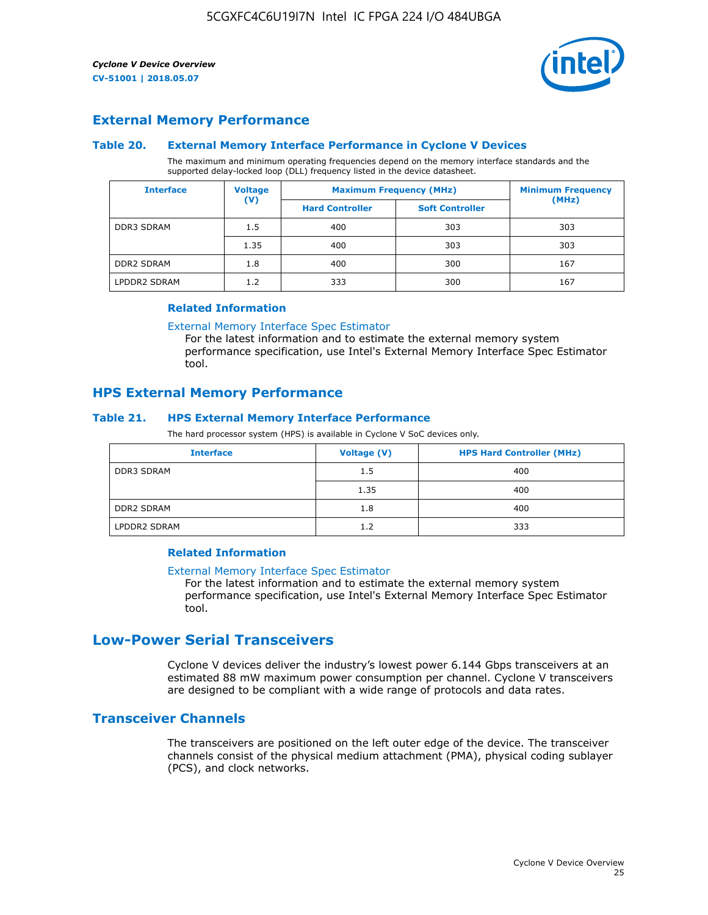## External Memory Performance

### Table 20. External Memory Interface Performance in Cyclone V Devices

The maximum and minimum operating frequencies depend on the memory interface standards and the supported delay-locked loop (DLL) frequency listed in the device datasheet.

| Interface | Voltage (V) | Maximum Frequency (MHz) | | Minimum Frequency (MHz) |
|---|---|---|---|---|
| | | Hard Controller | Soft Controller | |
| DDR3 SDRAM | 1.5 | 400 | 303 | 303 |
| | 1.35 | 400 | 303 | 303 |
| DDR2 SDRAM | 1.8 | 400 | 300 | 167 |
| LPDDR2 SDRAM | 1.2 | 333 | 300 | 167 |

#### Related Information

External Memory Interface Spec Estimator
For the latest information and to estimate the external memory system performance specification, use Intel's External Memory Interface Spec Estimator tool.

## HPS External Memory Performance

### Table 21. HPS External Memory Interface Performance

The hard processor system (HPS) is available in Cyclone V SoC devices only.

| Interface | Voltage (V) | HPS Hard Controller (MHz) |
|---|---|---|
| DDR3 SDRAM | 1.5 | 400 |
| | 1.35 | 400 |
| DDR2 SDRAM | 1.8 | 400 |
| LPDDR2 SDRAM | 1.2 | 333 |

#### Related Information

External Memory Interface Spec Estimator
For the latest information and to estimate the external memory system performance specification, use Intel's External Memory Interface Spec Estimator tool.

# Low-Power Serial Transceivers

Cyclone V devices deliver the industry's lowest power 6.144 Gbps transceivers at an estimated 88 mW maximum power consumption per channel. Cyclone V transceivers are designed to be compliant with a wide range of protocols and data rates.

## Transceiver Channels

The transceivers are positioned on the left outer edge of the device. The transceiver channels consist of the physical medium attachment (PMA), physical coding sublayer (PCS), and clock networks.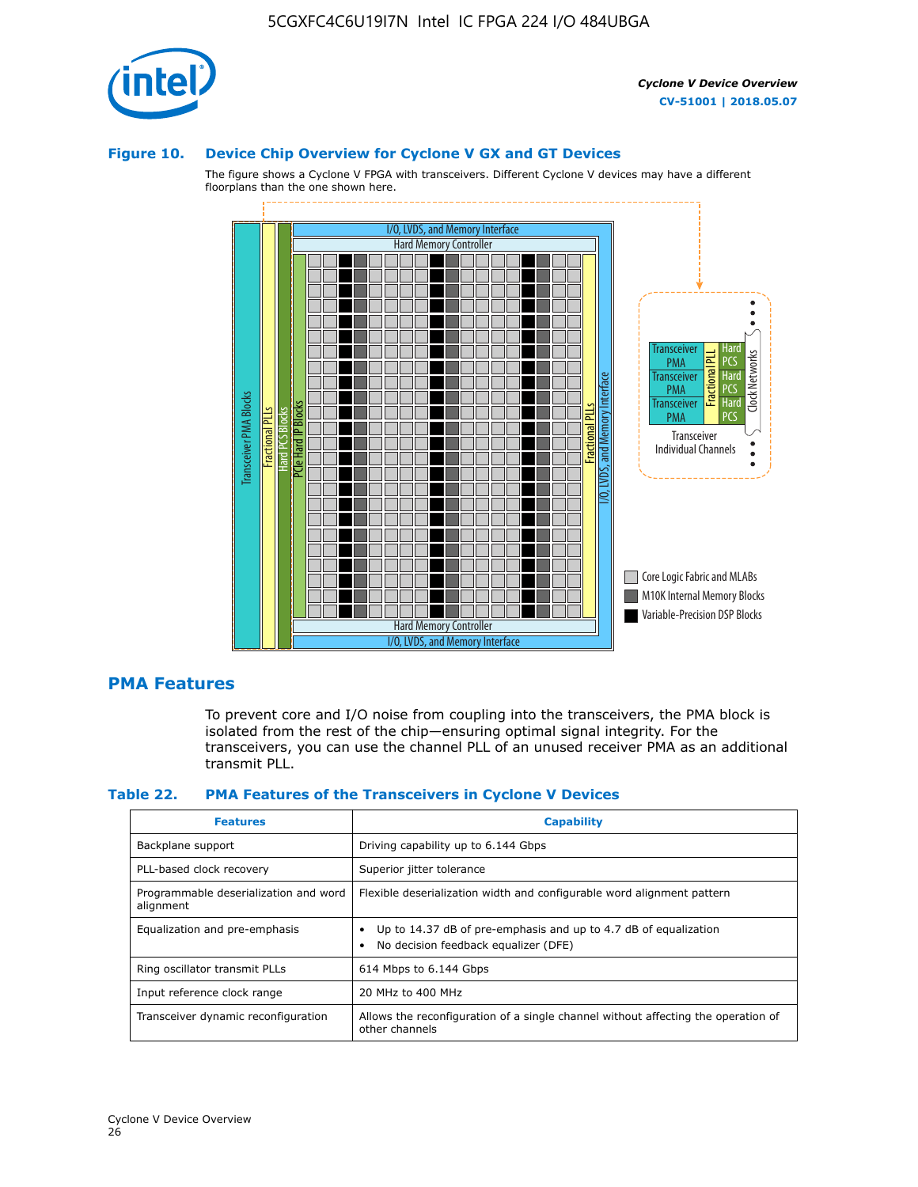### Figure 10. Device Chip Overview for Cyclone V GX and GT Devices

The figure shows a Cyclone V FPGA with transceivers. Different Cyclone V devices may have a different floorplans than the one shown here.

## PMA Features

To prevent core and I/O noise from coupling into the transceivers, the PMA block is isolated from the rest of the chip—ensuring optimal signal integrity. For the transceivers, you can use the channel PLL of an unused receiver PMA as an additional transmit PLL.

### Table 22. PMA Features of the Transceivers in Cyclone V Devices

| Features | Capability |
| --- | --- |
| Backplane support | Driving capability up to 6.144 Gbps |
| PLL-based clock recovery | Superior jitter tolerance |
| Programmable deserialization and word alignment | Flexible deserialization width and configurable word alignment pattern |
| Equalization and pre-emphasis | • Up to 14.37 dB of pre-emphasis and up to 4.7 dB of equalization<br>• No decision feedback equalizer (DFE) |
| Ring oscillator transmit PLLs | 614 Mbps to 6.144 Gbps |
| Input reference clock range | 20 MHz to 400 MHz |
| Transceiver dynamic reconfiguration | Allows the reconfiguration of a single channel without affecting the operation of other channels |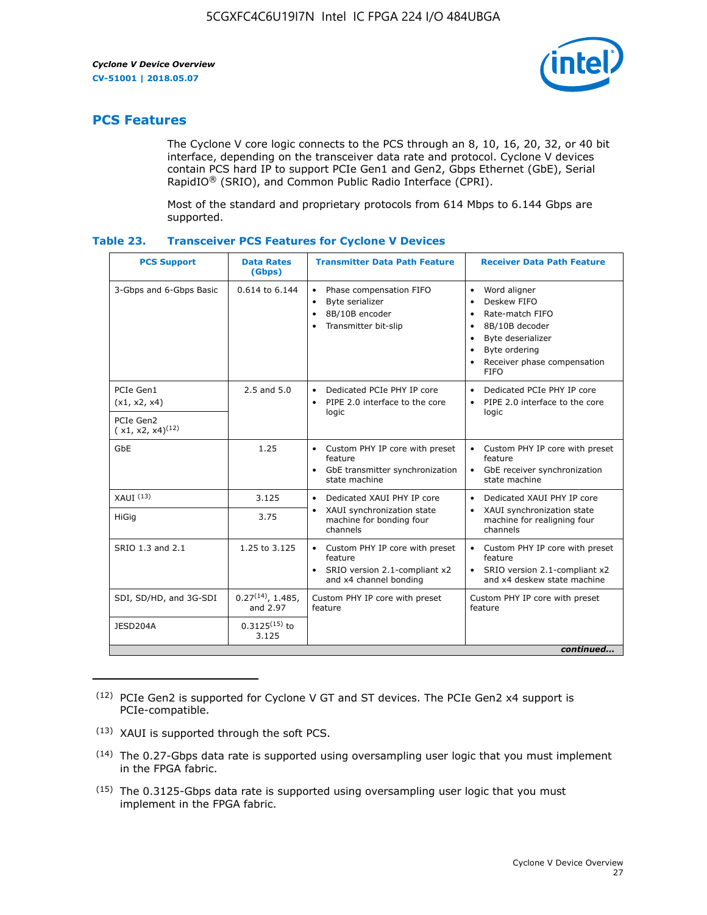## PCS Features

The Cyclone V core logic connects to the PCS through an 8, 10, 16, 20, 32, or 40 bit interface, depending on the transceiver data rate and protocol. Cyclone V devices contain PCS hard IP to support PCIe Gen1 and Gen2, Gbps Ethernet (GbE), Serial RapidIO® (SRIO), and Common Public Radio Interface (CPRI).

Most of the standard and proprietary protocols from 614 Mbps to 6.144 Gbps are supported.

**Table 23. Transceiver PCS Features for Cyclone V Devices**

| PCS Support | Data Rates (Gbps) | Transmitter Data Path Feature | Receiver Data Path Feature |
|---|---|---|---|
| 3-Gbps and 6-Gbps Basic | 0.614 to 6.144 | • Phase compensation FIFO<br>• Byte serializer<br>• 8B/10B encoder<br>• Transmitter bit-slip | • Word aligner<br>• Deskew FIFO<br>• Rate-match FIFO<br>• 8B/10B decoder<br>• Byte deserializer<br>• Byte ordering<br>• Receiver phase compensation FIFO |
| PCIe Gen1 (x1, x2, x4) | 2.5 and 5.0 | • Dedicated PCIe PHY IP core<br>• PIPE 2.0 interface to the core logic | • Dedicated PCIe PHY IP core<br>• PIPE 2.0 interface to the core logic |
| PCIe Gen2 ( x1, x2, x4)(12) | | | |
| GbE | 1.25 | • Custom PHY IP core with preset feature<br>• GbE transmitter synchronization state machine | • Custom PHY IP core with preset feature<br>• GbE receiver synchronization state machine |
| XAUI (13) | 3.125 | • Dedicated XAUI PHY IP core<br>• XAUI synchronization state machine for bonding four channels | • Dedicated XAUI PHY IP core<br>• XAUI synchronization state machine for realigning four channels |
| HiGig | 3.75 | | |
| SRIO 1.3 and 2.1 | 1.25 to 3.125 | • Custom PHY IP core with preset feature<br>• SRIO version 2.1-compliant x2 and x4 channel bonding | • Custom PHY IP core with preset feature<br>• SRIO version 2.1-compliant x2 and x4 deskew state machine |
| SDI, SD/HD, and 3G-SDI | 0.27(14), 1.485, and 2.97 | Custom PHY IP core with preset feature | Custom PHY IP core with preset feature |
| JESD204A | 0.3125(15) to 3.125 | | |

*continued...*

(12) PCIe Gen2 is supported for Cyclone V GT and ST devices. The PCIe Gen2 x4 support is PCIe-compatible.

(13) XAUI is supported through the soft PCS.

(14) The 0.27-Gbps data rate is supported using oversampling user logic that you must implement in the FPGA fabric.

(15) The 0.3125-Gbps data rate is supported using oversampling user logic that you must implement in the FPGA fabric.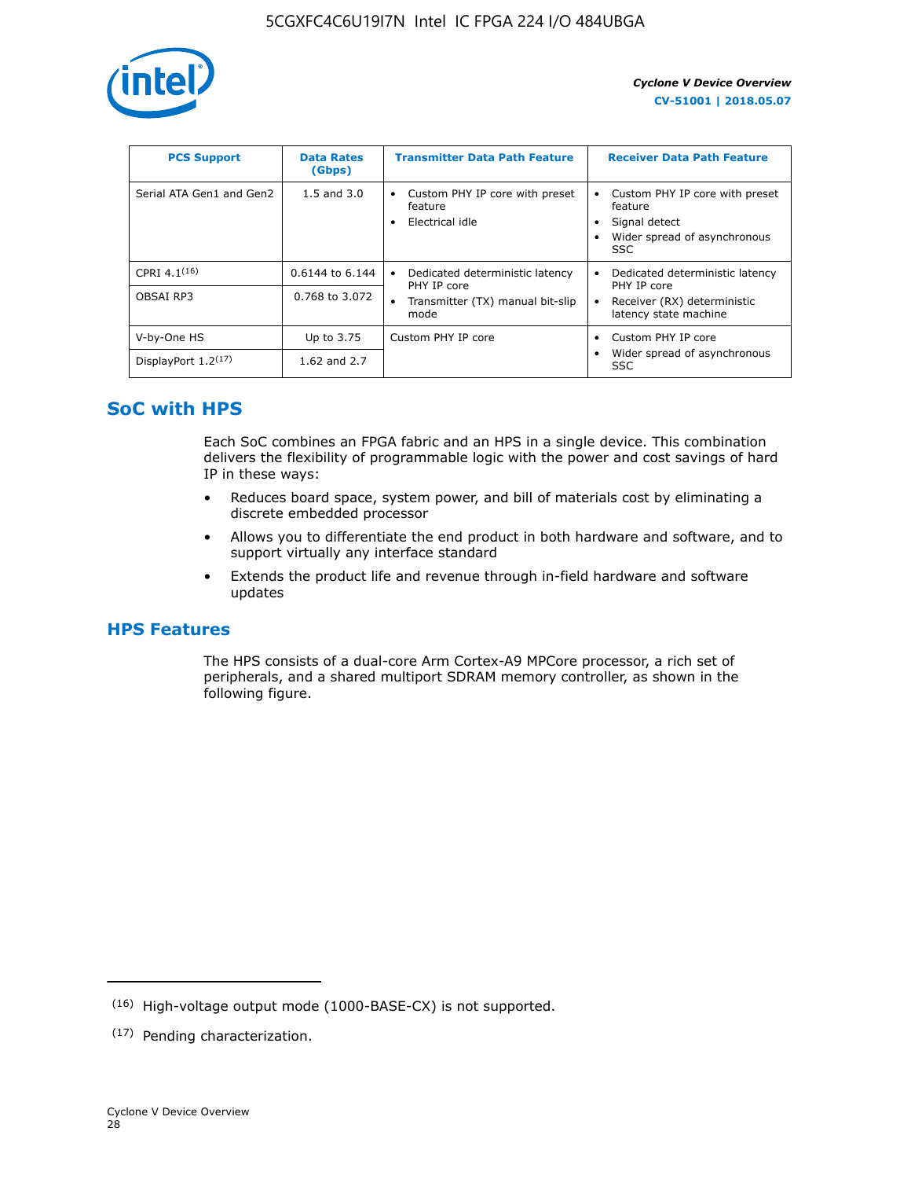| PCS Support | Data Rates (Gbps) | Transmitter Data Path Feature | Receiver Data Path Feature |
|---|---|---|---|
| Serial ATA Gen1 and Gen2 | 1.5 and 3.0 | • Custom PHY IP core with preset feature<br>• Electrical idle | • Custom PHY IP core with preset feature<br>• Signal detect<br>• Wider spread of asynchronous SSC |
| CPRI 4.1[16] | 0.6144 to 6.144 | • Dedicated deterministic latency PHY IP core<br>• Transmitter (TX) manual bit-slip mode | • Dedicated deterministic latency PHY IP core<br>• Receiver (RX) deterministic latency state machine |
| OBSAI RP3 | 0.768 to 3.072 | | |
| V-by-One HS | Up to 3.75 | Custom PHY IP core | • Custom PHY IP core<br>• Wider spread of asynchronous SSC |
| DisplayPort 1.2[17] | 1.62 and 2.7 | | |

## SoC with HPS

Each SoC combines an FPGA fabric and an HPS in a single device. This combination delivers the flexibility of programmable logic with the power and cost savings of hard IP in these ways:

- Reduces board space, system power, and bill of materials cost by eliminating a discrete embedded processor
- Allows you to differentiate the end product in both hardware and software, and to support virtually any interface standard
- Extends the product life and revenue through in-field hardware and software updates

## HPS Features

The HPS consists of a dual-core Arm Cortex-A9 MPCore processor, a rich set of peripherals, and a shared multiport SDRAM memory controller, as shown in the following figure.

(16) High-voltage output mode (1000-BASE-CX) is not supported.

(17) Pending characterization.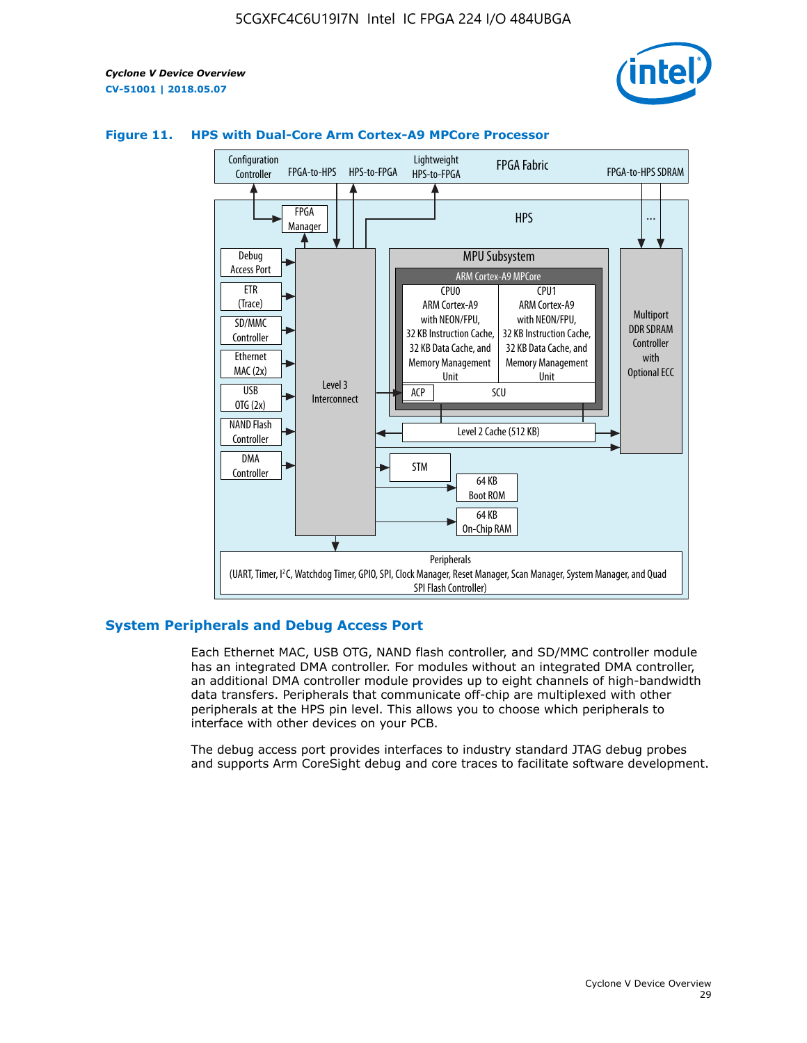**Figure 11. HPS with Dual-Core Arm Cortex-A9 MPCore Processor**

Configuration Controller | FPGA-to-HPS | HPS-to-FPGA | Lightweight HPS-to-FPGA | FPGA Fabric | FPGA-to-HPS SDRAM

HPS

FPGA Manager

Debug Access Port

ETR (Trace)

SD/MMC Controller

Ethernet MAC (2x)

USB OTG (2x)

NAND Flash Controller

DMA Controller

Level 3 Interconnect

MPU Subsystem

ARM Cortex-A9 MPCore

CPU0: ARM Cortex-A9 with NEON/FPU, 32 KB Instruction Cache, 32 KB Data Cache, and Memory Management Unit

CPU1: ARM Cortex-A9 with NEON/FPU, 32 KB Instruction Cache, 32 KB Data Cache, and Memory Management Unit

ACP | SCU

Level 2 Cache (512 KB)

Multiport DDR SDRAM Controller with Optional ECC

STM

64 KB Boot ROM

64 KB On-Chip RAM

Peripherals (UART, Timer, I²C, Watchdog Timer, GPIO, SPI, Clock Manager, Reset Manager, Scan Manager, System Manager, and Quad SPI Flash Controller)

## System Peripherals and Debug Access Port

Each Ethernet MAC, USB OTG, NAND flash controller, and SD/MMC controller module has an integrated DMA controller. For modules without an integrated DMA controller, an additional DMA controller module provides up to eight channels of high-bandwidth data transfers. Peripherals that communicate off-chip are multiplexed with other peripherals at the HPS pin level. This allows you to choose which peripherals to interface with other devices on your PCB.

The debug access port provides interfaces to industry standard JTAG debug probes and supports Arm CoreSight debug and core traces to facilitate software development.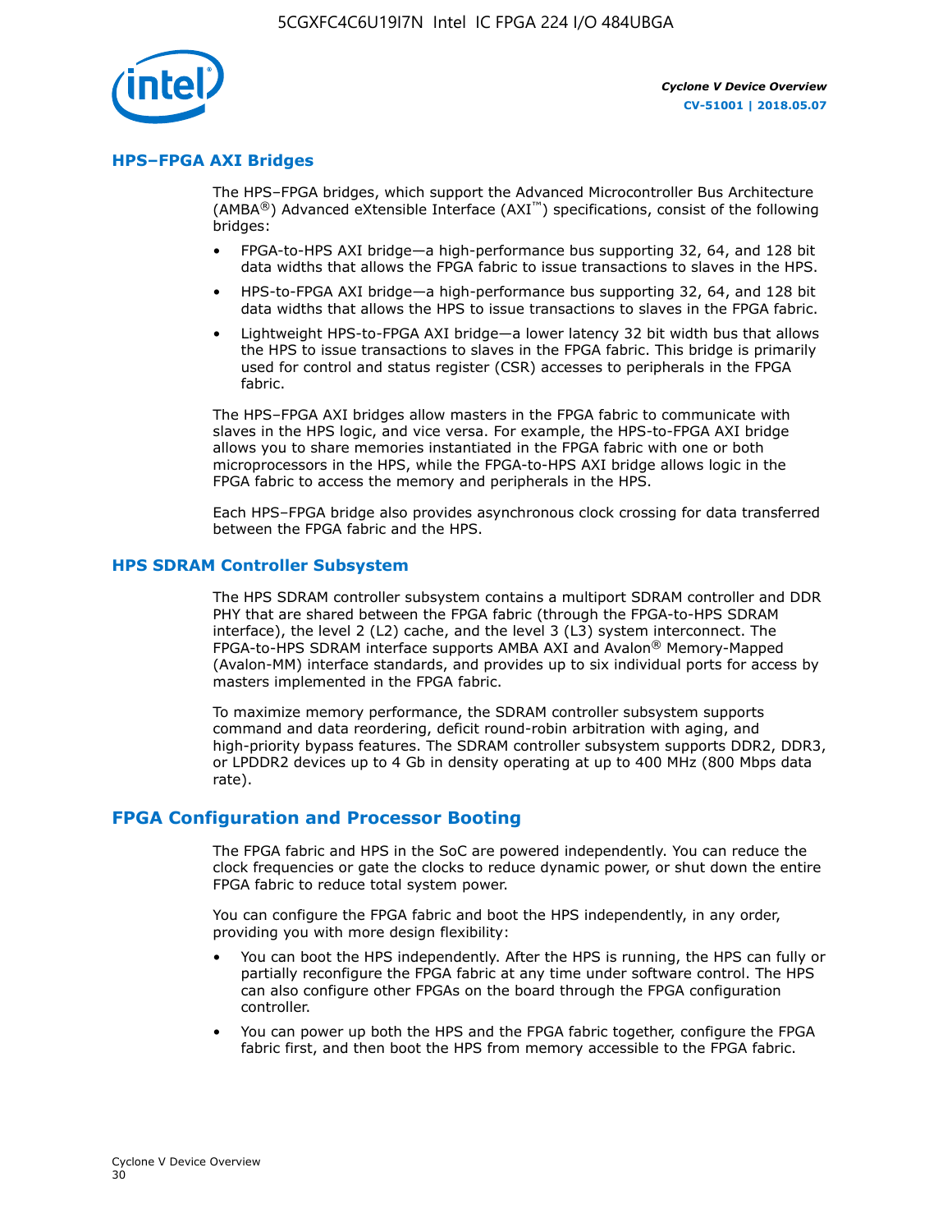## HPS–FPGA AXI Bridges

The HPS–FPGA bridges, which support the Advanced Microcontroller Bus Architecture (AMBA®) Advanced eXtensible Interface (AXI™) specifications, consist of the following bridges:

- FPGA-to-HPS AXI bridge—a high-performance bus supporting 32, 64, and 128 bit data widths that allows the FPGA fabric to issue transactions to slaves in the HPS.
- HPS-to-FPGA AXI bridge—a high-performance bus supporting 32, 64, and 128 bit data widths that allows the HPS to issue transactions to slaves in the FPGA fabric.
- Lightweight HPS-to-FPGA AXI bridge—a lower latency 32 bit width bus that allows the HPS to issue transactions to slaves in the FPGA fabric. This bridge is primarily used for control and status register (CSR) accesses to peripherals in the FPGA fabric.

The HPS–FPGA AXI bridges allow masters in the FPGA fabric to communicate with slaves in the HPS logic, and vice versa. For example, the HPS-to-FPGA AXI bridge allows you to share memories instantiated in the FPGA fabric with one or both microprocessors in the HPS, while the FPGA-to-HPS AXI bridge allows logic in the FPGA fabric to access the memory and peripherals in the HPS.

Each HPS–FPGA bridge also provides asynchronous clock crossing for data transferred between the FPGA fabric and the HPS.

## HPS SDRAM Controller Subsystem

The HPS SDRAM controller subsystem contains a multiport SDRAM controller and DDR PHY that are shared between the FPGA fabric (through the FPGA-to-HPS SDRAM interface), the level 2 (L2) cache, and the level 3 (L3) system interconnect. The FPGA-to-HPS SDRAM interface supports AMBA AXI and Avalon® Memory-Mapped (Avalon-MM) interface standards, and provides up to six individual ports for access by masters implemented in the FPGA fabric.

To maximize memory performance, the SDRAM controller subsystem supports command and data reordering, deficit round-robin arbitration with aging, and high-priority bypass features. The SDRAM controller subsystem supports DDR2, DDR3, or LPDDR2 devices up to 4 Gb in density operating at up to 400 MHz (800 Mbps data rate).

# FPGA Configuration and Processor Booting

The FPGA fabric and HPS in the SoC are powered independently. You can reduce the clock frequencies or gate the clocks to reduce dynamic power, or shut down the entire FPGA fabric to reduce total system power.

You can configure the FPGA fabric and boot the HPS independently, in any order, providing you with more design flexibility:

- You can boot the HPS independently. After the HPS is running, the HPS can fully or partially reconfigure the FPGA fabric at any time under software control. The HPS can also configure other FPGAs on the board through the FPGA configuration controller.
- You can power up both the HPS and the FPGA fabric together, configure the FPGA fabric first, and then boot the HPS from memory accessible to the FPGA fabric.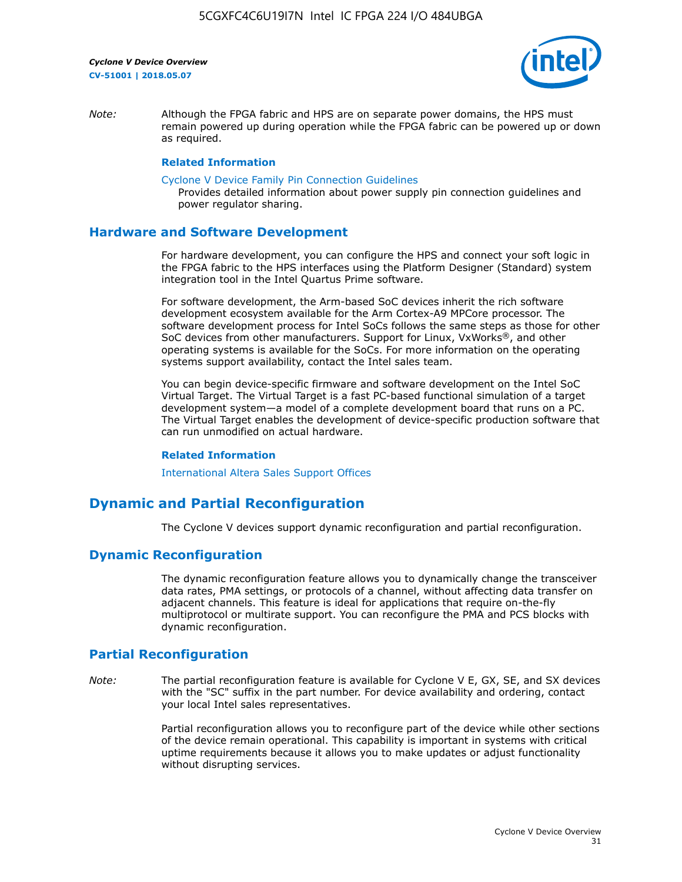*Note:* Although the FPGA fabric and HPS are on separate power domains, the HPS must remain powered up during operation while the FPGA fabric can be powered up or down as required.

**Related Information**

Cyclone V Device Family Pin Connection Guidelines
Provides detailed information about power supply pin connection guidelines and power regulator sharing.

## Hardware and Software Development

For hardware development, you can configure the HPS and connect your soft logic in the FPGA fabric to the HPS interfaces using the Platform Designer (Standard) system integration tool in the Intel Quartus Prime software.

For software development, the Arm-based SoC devices inherit the rich software development ecosystem available for the Arm Cortex-A9 MPCore processor. The software development process for Intel SoCs follows the same steps as those for other SoC devices from other manufacturers. Support for Linux, VxWorks®, and other operating systems is available for the SoCs. For more information on the operating systems support availability, contact the Intel sales team.

You can begin device-specific firmware and software development on the Intel SoC Virtual Target. The Virtual Target is a fast PC-based functional simulation of a target development system—a model of a complete development board that runs on a PC. The Virtual Target enables the development of device-specific production software that can run unmodified on actual hardware.

**Related Information**

International Altera Sales Support Offices

# Dynamic and Partial Reconfiguration

The Cyclone V devices support dynamic reconfiguration and partial reconfiguration.

## Dynamic Reconfiguration

The dynamic reconfiguration feature allows you to dynamically change the transceiver data rates, PMA settings, or protocols of a channel, without affecting data transfer on adjacent channels. This feature is ideal for applications that require on-the-fly multiprotocol or multirate support. You can reconfigure the PMA and PCS blocks with dynamic reconfiguration.

## Partial Reconfiguration

*Note:* The partial reconfiguration feature is available for Cyclone V E, GX, SE, and SX devices with the "SC" suffix in the part number. For device availability and ordering, contact your local Intel sales representatives.

Partial reconfiguration allows you to reconfigure part of the device while other sections of the device remain operational. This capability is important in systems with critical uptime requirements because it allows you to make updates or adjust functionality without disrupting services.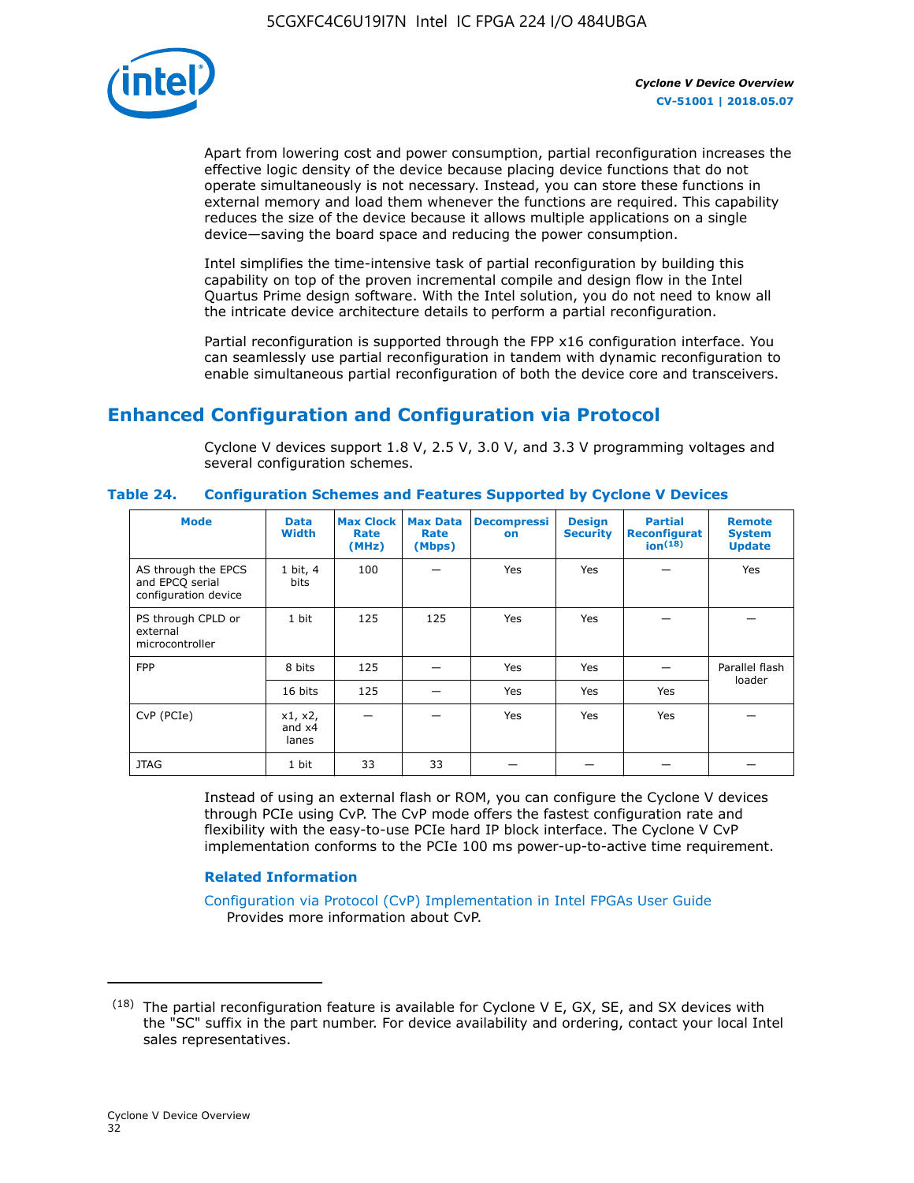Apart from lowering cost and power consumption, partial reconfiguration increases the effective logic density of the device because placing device functions that do not operate simultaneously is not necessary. Instead, you can store these functions in external memory and load them whenever the functions are required. This capability reduces the size of the device because it allows multiple applications on a single device—saving the board space and reducing the power consumption.

Intel simplifies the time-intensive task of partial reconfiguration by building this capability on top of the proven incremental compile and design flow in the Intel Quartus Prime design software. With the Intel solution, you do not need to know all the intricate device architecture details to perform a partial reconfiguration.

Partial reconfiguration is supported through the FPP x16 configuration interface. You can seamlessly use partial reconfiguration in tandem with dynamic reconfiguration to enable simultaneous partial reconfiguration of both the device core and transceivers.

## Enhanced Configuration and Configuration via Protocol

Cyclone V devices support 1.8 V, 2.5 V, 3.0 V, and 3.3 V programming voltages and several configuration schemes.

**Table 24. Configuration Schemes and Features Supported by Cyclone V Devices**

| Mode | Data Width | Max Clock Rate (MHz) | Max Data Rate (Mbps) | Decompression | Design Security | Partial Reconfiguration[18] | Remote System Update |
|---|---|---|---|---|---|---|---|
| AS through the EPCS and EPCQ serial configuration device | 1 bit, 4 bits | 100 | — | Yes | Yes | — | Yes |
| PS through CPLD or external microcontroller | 1 bit | 125 | 125 | Yes | Yes | — | — |
| FPP | 8 bits | 125 | — | Yes | Yes | — | Parallel flash loader |
| | 16 bits | 125 | — | Yes | Yes | Yes | |
| CvP (PCIe) | x1, x2, and x4 lanes | — | — | Yes | Yes | Yes | — |
| JTAG | 1 bit | 33 | 33 | — | — | — | — |

Instead of using an external flash or ROM, you can configure the Cyclone V devices through PCIe using CvP. The CvP mode offers the fastest configuration rate and flexibility with the easy-to-use PCIe hard IP block interface. The Cyclone V CvP implementation conforms to the PCIe 100 ms power-up-to-active time requirement.

### Related Information

Configuration via Protocol (CvP) Implementation in Intel FPGAs User Guide
Provides more information about CvP.

---

(18) The partial reconfiguration feature is available for Cyclone V E, GX, SE, and SX devices with the "SC" suffix in the part number. For device availability and ordering, contact your local Intel sales representatives.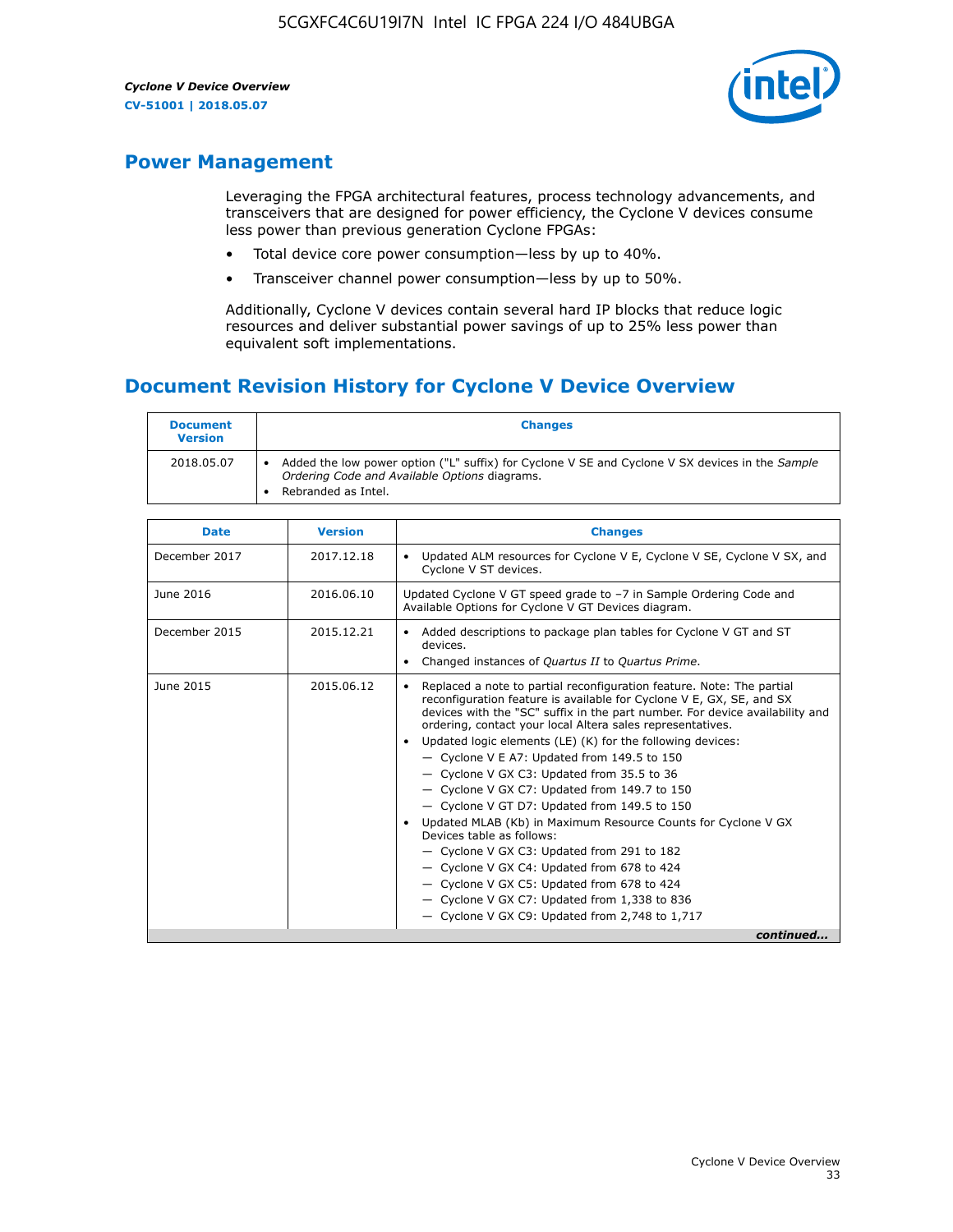## Power Management

Leveraging the FPGA architectural features, process technology advancements, and transceivers that are designed for power efficiency, the Cyclone V devices consume less power than previous generation Cyclone FPGAs:

- Total device core power consumption—less by up to 40%.
- Transceiver channel power consumption—less by up to 50%.

Additionally, Cyclone V devices contain several hard IP blocks that reduce logic resources and deliver substantial power savings of up to 25% less power than equivalent soft implementations.

## Document Revision History for Cyclone V Device Overview

| Document Version | Changes |
| --- | --- |
| 2018.05.07 | • Added the low power option ("L" suffix) for Cyclone V SE and Cyclone V SX devices in the *Sample Ordering Code and Available Options* diagrams.<br>• Rebranded as Intel. |

| Date | Version | Changes |
| --- | --- | --- |
| December 2017 | 2017.12.18 | • Updated ALM resources for Cyclone V E, Cyclone V SE, Cyclone V SX, and Cyclone V ST devices. |
| June 2016 | 2016.06.10 | Updated Cyclone V GT speed grade to –7 in Sample Ordering Code and Available Options for Cyclone V GT Devices diagram. |
| December 2015 | 2015.12.21 | • Added descriptions to package plan tables for Cyclone V GT and ST devices.<br>• Changed instances of *Quartus II* to *Quartus Prime*. |
| June 2015 | 2015.06.12 | • Replaced a note to partial reconfiguration feature. Note: The partial reconfiguration feature is available for Cyclone V E, GX, SE, and SX devices with the "SC" suffix in the part number. For device availability and ordering, contact your local Altera sales representatives.<br>• Updated logic elements (LE) (K) for the following devices:<br>— Cyclone V E A7: Updated from 149.5 to 150<br>— Cyclone V GX C3: Updated from 35.5 to 36<br>— Cyclone V GX C7: Updated from 149.7 to 150<br>— Cyclone V GT D7: Updated from 149.5 to 150<br>• Updated MLAB (Kb) in Maximum Resource Counts for Cyclone V GX Devices table as follows:<br>— Cyclone V GX C3: Updated from 291 to 182<br>— Cyclone V GX C4: Updated from 678 to 424<br>— Cyclone V GX C5: Updated from 678 to 424<br>— Cyclone V GX C7: Updated from 1,338 to 836<br>— Cyclone V GX C9: Updated from 2,748 to 1,717 |

*continued...*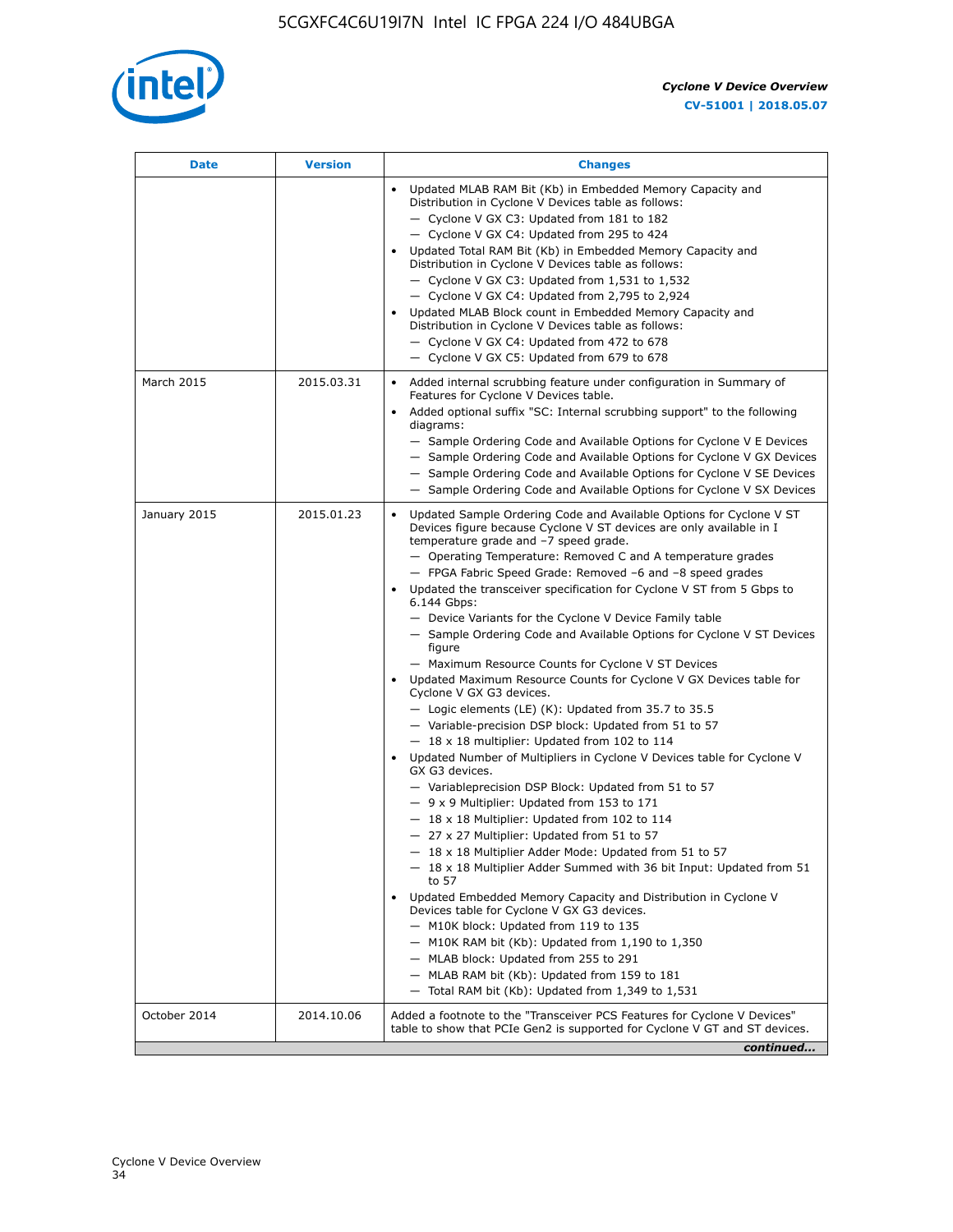| Date | Version | Changes |
| --- | --- | --- |
| | | • Updated MLAB RAM Bit (Kb) in Embedded Memory Capacity and Distribution in Cyclone V Devices table as follows:<br>— Cyclone V GX C3: Updated from 181 to 182<br>— Cyclone V GX C4: Updated from 295 to 424<br>• Updated Total RAM Bit (Kb) in Embedded Memory Capacity and Distribution in Cyclone V Devices table as follows:<br>— Cyclone V GX C3: Updated from 1,531 to 1,532<br>— Cyclone V GX C4: Updated from 2,795 to 2,924<br>• Updated MLAB Block count in Embedded Memory Capacity and Distribution in Cyclone V Devices table as follows:<br>— Cyclone V GX C4: Updated from 472 to 678<br>— Cyclone V GX C5: Updated from 679 to 678 |
| March 2015 | 2015.03.31 | • Added internal scrubbing feature under configuration in Summary of Features for Cyclone V Devices table.<br>• Added optional suffix "SC: Internal scrubbing support" to the following diagrams:<br>— Sample Ordering Code and Available Options for Cyclone V E Devices<br>— Sample Ordering Code and Available Options for Cyclone V GX Devices<br>— Sample Ordering Code and Available Options for Cyclone V SE Devices<br>— Sample Ordering Code and Available Options for Cyclone V SX Devices |
| January 2015 | 2015.01.23 | • Updated Sample Ordering Code and Available Options for Cyclone V ST Devices figure because Cyclone V ST devices are only available in I temperature grade and −7 speed grade.<br>— Operating Temperature: Removed C and A temperature grades<br>— FPGA Fabric Speed Grade: Removed −6 and −8 speed grades<br>• Updated the transceiver specification for Cyclone V ST from 5 Gbps to 6.144 Gbps:<br>— Device Variants for the Cyclone V Device Family table<br>— Sample Ordering Code and Available Options for Cyclone V ST Devices figure<br>— Maximum Resource Counts for Cyclone V ST Devices<br>• Updated Maximum Resource Counts for Cyclone V GX Devices table for Cyclone V GX G3 devices.<br>— Logic elements (LE) (K): Updated from 35.7 to 35.5<br>— Variable-precision DSP block: Updated from 51 to 57<br>— 18 x 18 multiplier: Updated from 102 to 114<br>• Updated Number of Multipliers in Cyclone V Devices table for Cyclone V GX G3 devices.<br>— Variableprecision DSP Block: Updated from 51 to 57<br>— 9 x 9 Multiplier: Updated from 153 to 171<br>— 18 x 18 Multiplier: Updated from 102 to 114<br>— 27 x 27 Multiplier: Updated from 51 to 57<br>— 18 x 18 Multiplier Adder Mode: Updated from 51 to 57<br>— 18 x 18 Multiplier Adder Summed with 36 bit Input: Updated from 51 to 57<br>• Updated Embedded Memory Capacity and Distribution in Cyclone V Devices table for Cyclone V GX G3 devices.<br>— M10K block: Updated from 119 to 135<br>— M10K RAM bit (Kb): Updated from 1,190 to 1,350<br>— MLAB block: Updated from 255 to 291<br>— MLAB RAM bit (Kb): Updated from 159 to 181<br>— Total RAM bit (Kb): Updated from 1,349 to 1,531 |
| October 2014 | 2014.10.06 | Added a footnote to the "Transceiver PCS Features for Cyclone V Devices" table to show that PCIe Gen2 is supported for Cyclone V GT and ST devices. |

*continued...*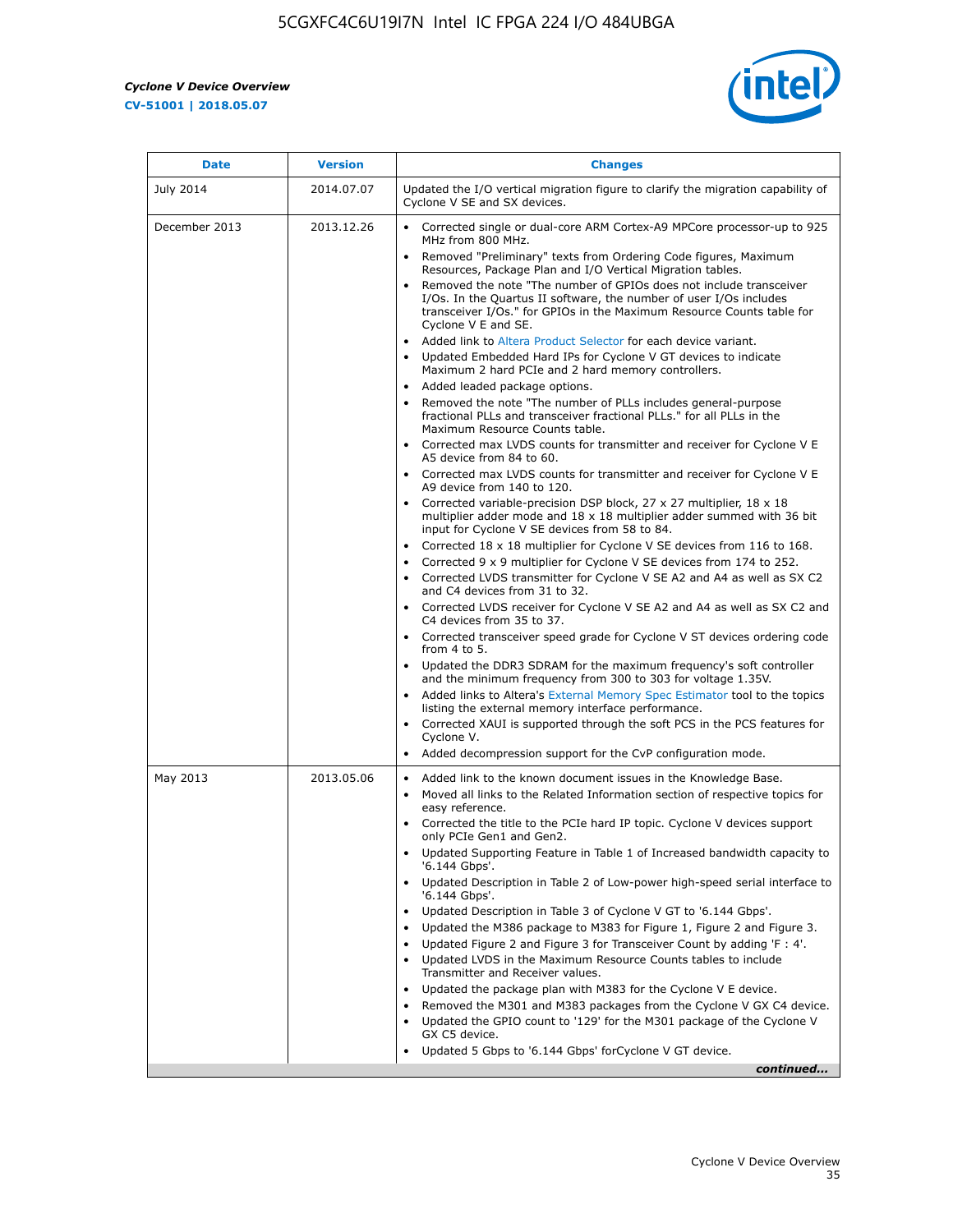| Date | Version | Changes |
| --- | --- | --- |
| July 2014 | 2014.07.07 | Updated the I/O vertical migration figure to clarify the migration capability of Cyclone V SE and SX devices. |
| December 2013 | 2013.12.26 | • Corrected single or dual-core ARM Cortex-A9 MPCore processor-up to 925 MHz from 800 MHz.<br>• Removed "Preliminary" texts from Ordering Code figures, Maximum Resources, Package Plan and I/O Vertical Migration tables.<br>• Removed the note "The number of GPIOs does not include transceiver I/Os. In the Quartus II software, the number of user I/Os includes transceiver I/Os." for GPIOs in the Maximum Resource Counts table for Cyclone V E and SE.<br>• Added link to Altera Product Selector for each device variant.<br>• Updated Embedded Hard IPs for Cyclone V GT devices to indicate Maximum 2 hard PCIe and 2 hard memory controllers.<br>• Added leaded package options.<br>• Removed the note "The number of PLLs includes general-purpose fractional PLLs and transceiver fractional PLLs." for all PLLs in the Maximum Resource Counts table.<br>• Corrected max LVDS counts for transmitter and receiver for Cyclone V E A5 device from 84 to 60.<br>• Corrected max LVDS counts for transmitter and receiver for Cyclone V E A9 device from 140 to 120.<br>• Corrected variable-precision DSP block, 27 x 27 multiplier, 18 x 18 multiplier adder mode and 18 x 18 multiplier adder summed with 36 bit input for Cyclone V SE devices from 58 to 84.<br>• Corrected 18 x 18 multiplier for Cyclone V SE devices from 116 to 168.<br>• Corrected 9 x 9 multiplier for Cyclone V SE devices from 174 to 252.<br>• Corrected LVDS transmitter for Cyclone V SE A2 and A4 as well as SX C2 and C4 devices from 31 to 32.<br>• Corrected LVDS receiver for Cyclone V SE A2 and A4 as well as SX C2 and C4 devices from 35 to 37.<br>• Corrected transceiver speed grade for Cyclone V ST devices ordering code from 4 to 5.<br>• Updated the DDR3 SDRAM for the maximum frequency's soft controller and the minimum frequency from 300 to 303 for voltage 1.35V.<br>• Added links to Altera's External Memory Spec Estimator tool to the topics listing the external memory interface performance.<br>• Corrected XAUI is supported through the soft PCS in the PCS features for Cyclone V.<br>• Added decompression support for the CvP configuration mode. |
| May 2013 | 2013.05.06 | • Added link to the known document issues in the Knowledge Base.<br>• Moved all links to the Related Information section of respective topics for easy reference.<br>• Corrected the title to the PCIe hard IP topic. Cyclone V devices support only PCIe Gen1 and Gen2.<br>• Updated Supporting Feature in Table 1 of Increased bandwidth capacity to '6.144 Gbps'.<br>• Updated Description in Table 2 of Low-power high-speed serial interface to '6.144 Gbps'.<br>• Updated Description in Table 3 of Cyclone V GT to '6.144 Gbps'.<br>• Updated the M386 package to M383 for Figure 1, Figure 2 and Figure 3.<br>• Updated Figure 2 and Figure 3 for Transceiver Count by adding 'F : 4'.<br>• Updated LVDS in the Maximum Resource Counts tables to include Transmitter and Receiver values.<br>• Updated the package plan with M383 for the Cyclone V E device.<br>• Removed the M301 and M383 packages from the Cyclone V GX C4 device.<br>• Updated the GPIO count to '129' for the M301 package of the Cyclone V GX C5 device.<br>• Updated 5 Gbps to '6.144 Gbps' forCyclone V GT device. |

*continued...*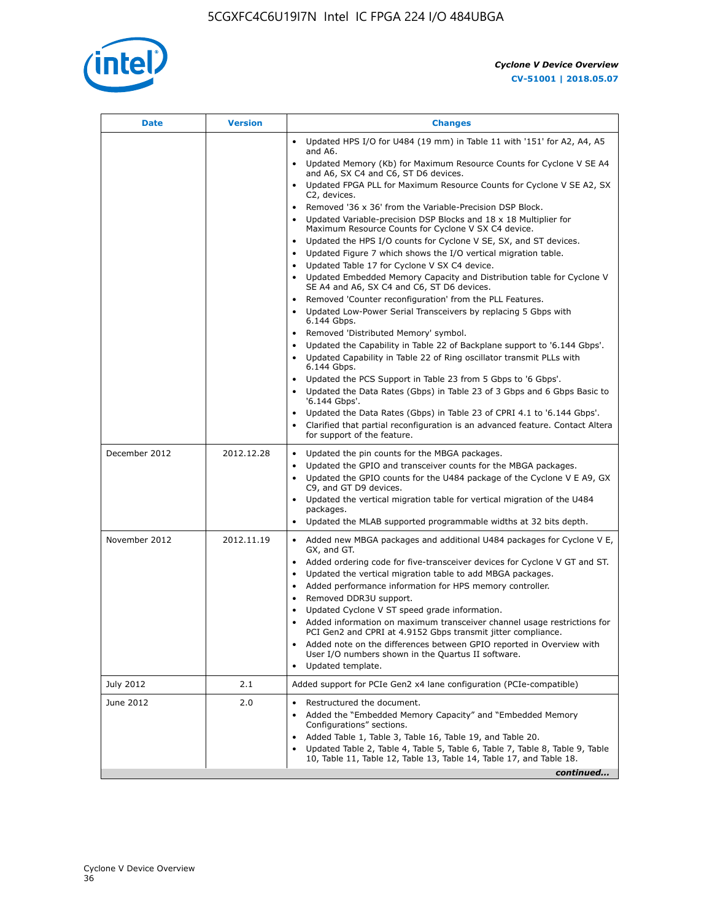| Date | Version | Changes |
| --- | --- | --- |
| | | • Updated HPS I/O for U484 (19 mm) in Table 11 with '151' for A2, A4, A5 and A6.<br>• Updated Memory (Kb) for Maximum Resource Counts for Cyclone V SE A4 and A6, SX C4 and C6, ST D6 devices.<br>• Updated FPGA PLL for Maximum Resource Counts for Cyclone V SE A2, SX C2, devices.<br>• Removed '36 x 36' from the Variable-Precision DSP Block.<br>• Updated Variable-precision DSP Blocks and 18 x 18 Multiplier for Maximum Resource Counts for Cyclone V SX C4 device.<br>• Updated the HPS I/O counts for Cyclone V SE, SX, and ST devices.<br>• Updated Figure 7 which shows the I/O vertical migration table.<br>• Updated Table 17 for Cyclone V SX C4 device.<br>• Updated Embedded Memory Capacity and Distribution table for Cyclone V SE A4 and A6, SX C4 and C6, ST D6 devices.<br>• Removed 'Counter reconfiguration' from the PLL Features.<br>• Updated Low-Power Serial Transceivers by replacing 5 Gbps with 6.144 Gbps.<br>• Removed 'Distributed Memory' symbol.<br>• Updated the Capability in Table 22 of Backplane support to '6.144 Gbps'.<br>• Updated Capability in Table 22 of Ring oscillator transmit PLLs with 6.144 Gbps.<br>• Updated the PCS Support in Table 23 from 5 Gbps to '6 Gbps'.<br>• Updated the Data Rates (Gbps) in Table 23 of 3 Gbps and 6 Gbps Basic to '6.144 Gbps'.<br>• Updated the Data Rates (Gbps) in Table 23 of CPRI 4.1 to '6.144 Gbps'.<br>• Clarified that partial reconfiguration is an advanced feature. Contact Altera for support of the feature. |
| December 2012 | 2012.12.28 | • Updated the pin counts for the MBGA packages.<br>• Updated the GPIO and transceiver counts for the MBGA packages.<br>• Updated the GPIO counts for the U484 package of the Cyclone V E A9, GX C9, and GT D9 devices.<br>• Updated the vertical migration table for vertical migration of the U484 packages.<br>• Updated the MLAB supported programmable widths at 32 bits depth. |
| November 2012 | 2012.11.19 | • Added new MBGA packages and additional U484 packages for Cyclone V E, GX, and GT.<br>• Added ordering code for five-transceiver devices for Cyclone V GT and ST.<br>• Updated the vertical migration table to add MBGA packages.<br>• Added performance information for HPS memory controller.<br>• Removed DDR3U support.<br>• Updated Cyclone V ST speed grade information.<br>• Added information on maximum transceiver channel usage restrictions for PCI Gen2 and CPRI at 4.9152 Gbps transmit jitter compliance.<br>• Added note on the differences between GPIO reported in Overview with User I/O numbers shown in the Quartus II software.<br>• Updated template. |
| July 2012 | 2.1 | Added support for PCIe Gen2 x4 lane configuration (PCIe-compatible) |
| June 2012 | 2.0 | • Restructured the document.<br>• Added the "Embedded Memory Capacity" and "Embedded Memory Configurations" sections.<br>• Added Table 1, Table 3, Table 16, Table 19, and Table 20.<br>• Updated Table 2, Table 4, Table 5, Table 6, Table 7, Table 8, Table 9, Table 10, Table 11, Table 12, Table 13, Table 14, Table 17, and Table 18. |

*continued...*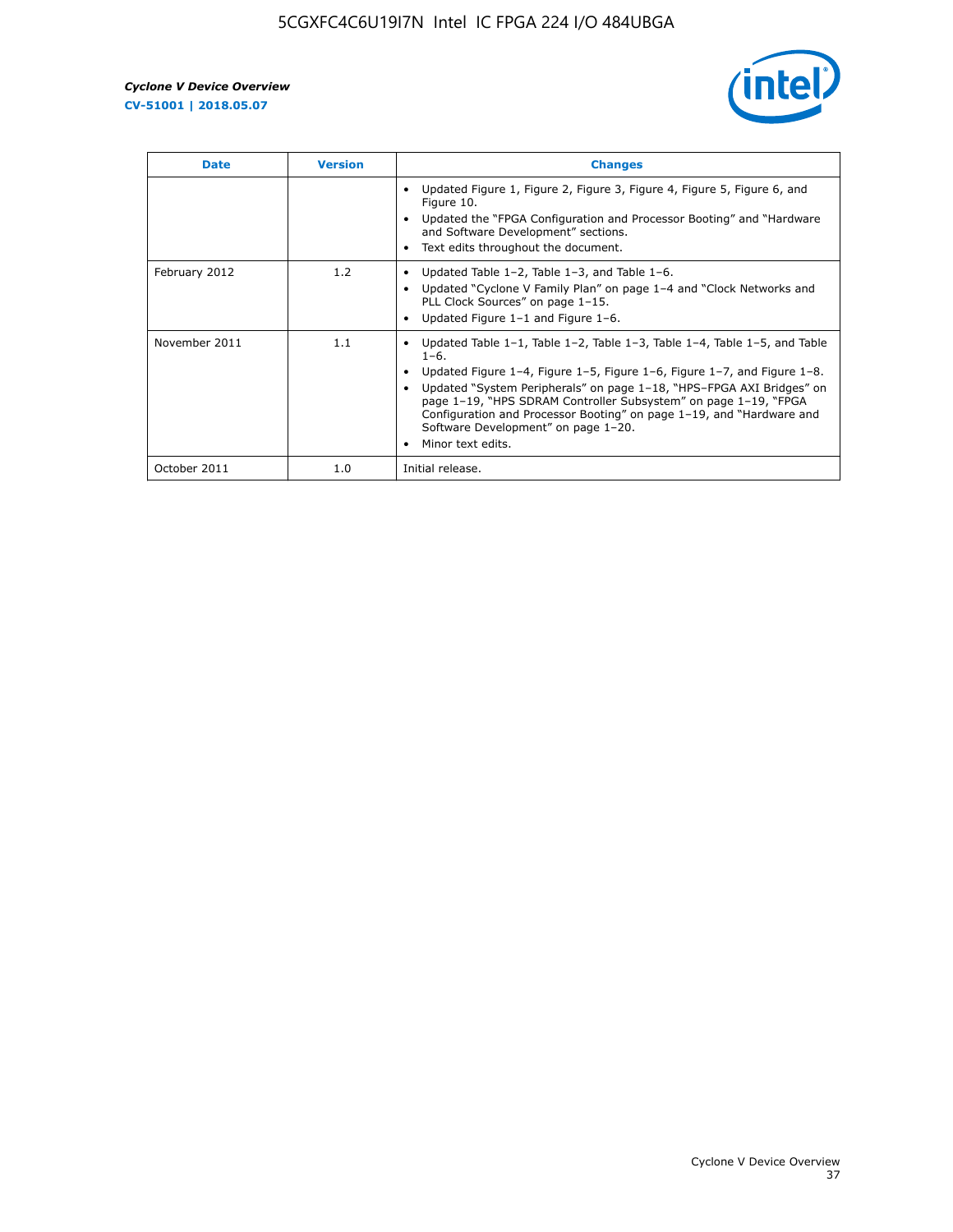| Date | Version | Changes |
| --- | --- | --- |
| | | • Updated Figure 1, Figure 2, Figure 3, Figure 4, Figure 5, Figure 6, and Figure 10.<br>• Updated the "FPGA Configuration and Processor Booting" and "Hardware and Software Development" sections.<br>• Text edits throughout the document. |
| February 2012 | 1.2 | • Updated Table 1–2, Table 1–3, and Table 1–6.<br>• Updated "Cyclone V Family Plan" on page 1–4 and "Clock Networks and PLL Clock Sources" on page 1–15.<br>• Updated Figure 1–1 and Figure 1–6. |
| November 2011 | 1.1 | • Updated Table 1–1, Table 1–2, Table 1–3, Table 1–4, Table 1–5, and Table 1–6.<br>• Updated Figure 1–4, Figure 1–5, Figure 1–6, Figure 1–7, and Figure 1–8.<br>• Updated "System Peripherals" on page 1–18, "HPS–FPGA AXI Bridges" on page 1–19, "HPS SDRAM Controller Subsystem" on page 1–19, "FPGA Configuration and Processor Booting" on page 1–19, and "Hardware and Software Development" on page 1–20.<br>• Minor text edits. |
| October 2011 | 1.0 | Initial release. |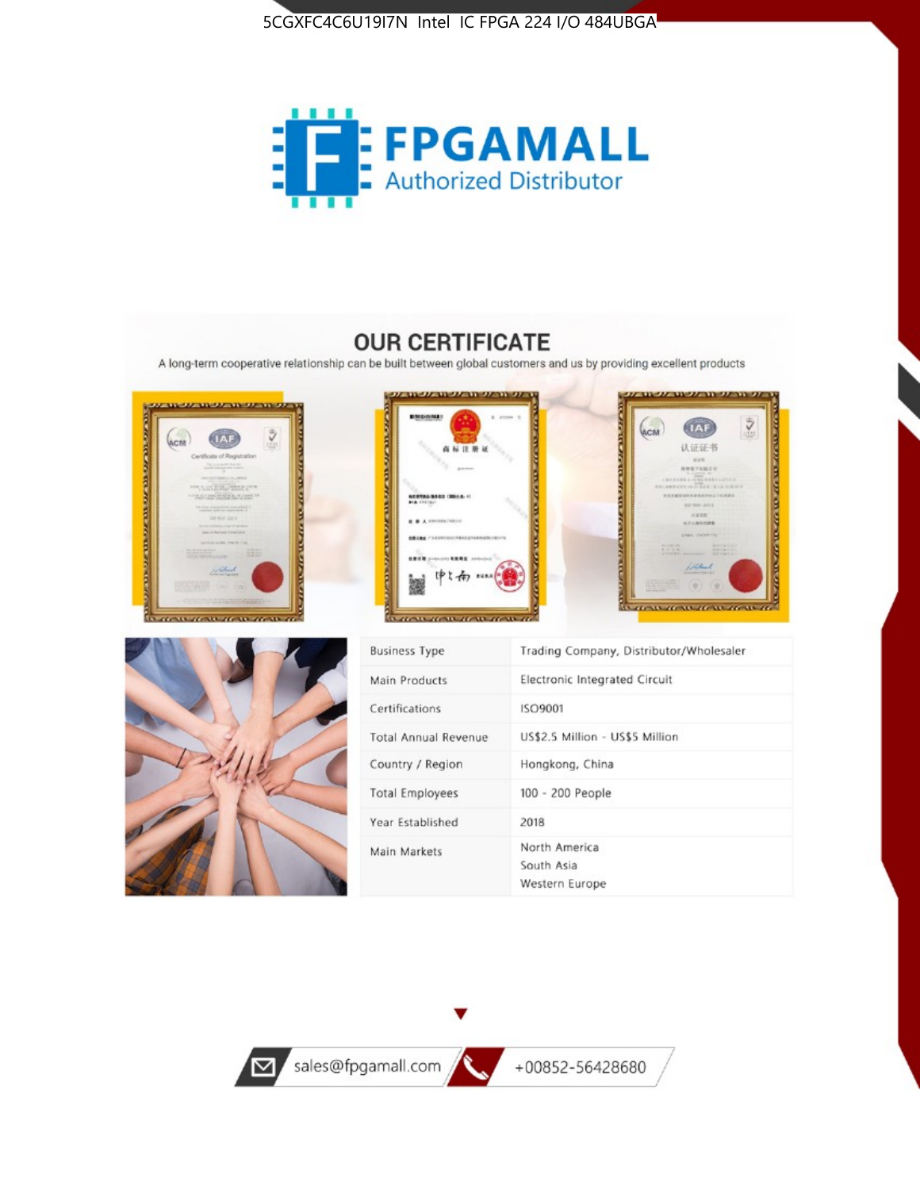FPGAMALL
Authorized Distributor

## OUR CERTIFICATE

A long-term cooperative relationship can be built between global customers and us by providing excellent products

| | |
|---|---|
| Business Type | Trading Company, Distributor/Wholesaler |
| Main Products | Electronic Integrated Circuit |
| Certifications | ISO9001 |
| Total Annual Revenue | US$2.5 Million - US$5 Million |
| Country / Region | Hongkong, China |
| Total Employees | 100 - 200 People |
| Year Established | 2018 |
| Main Markets | North America<br>South Asia<br>Western Europe |

sales@fpgamall.com

+00852-56428680